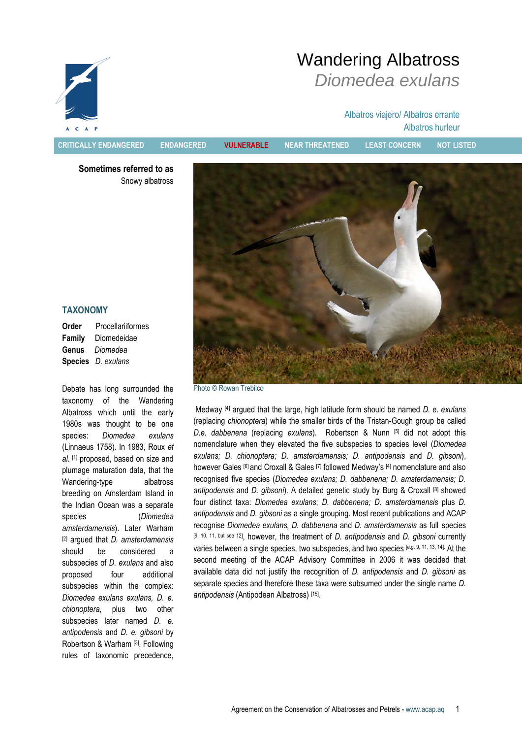# Wandering Albatross

## *Diomedea exulans*

Albatros viajero/ Albatros errante

Albatros hurleur

CRITICALLY ENDANGERED | ENDANGERED | **VULNERABLE** | NEAR THREATENED | LEAST CONCERN | NOT LISTED

**Sometimes referred to as**

Snowy albatross

Photo © Rowan Trebilco

## TAXONOMY

**Order** Procellariiformes
**Family** Diomedeidae
**Genus** *Diomedea*
**Species** *D. exulans*

Debate has long surrounded the taxonomy of the Wandering Albatross which until the early 1980s was thought to be one species: *Diomedea exulans* (Linnaeus 1758). In 1983, Roux *et al.* [1] proposed, based on size and plumage maturation data, that the Wandering-type albatross breeding on Amsterdam Island in the Indian Ocean was a separate species (*Diomedea amsterdamensis*). Later Warham [2] argued that *D. amsterdamensis* should be considered a subspecies of *D. exulans* and also proposed four additional subspecies within the complex: *Diomedea exulans exulans, D. e. chionoptera*, plus two other subspecies later named *D. e. antipodensis* and *D. e. gibsoni* by Robertson & Warham [3]. Following rules of taxonomic precedence, Medway [4] argued that the large, high latitude form should be named *D. e. exulans* (replacing *chionoptera*) while the smaller birds of the Tristan-Gough group be called *D.e. dabbenena* (replacing *exulans*). Robertson & Nunn [5] did not adopt this nomenclature when they elevated the five subspecies to species level (*Diomedea exulans; D. chionoptera; D. amsterdamensis; D. antipodensis* and *D. gibsoni*), however Gales [6] and Croxall & Gales [7] followed Medway's [4] nomenclature and also recognised five species (*Diomedea exulans; D. dabbenena; D. amsterdamensis; D. antipodensis* and *D. gibsoni*). A detailed genetic study by Burg & Croxall [8] showed four distinct taxa: *Diomedea exulans*; *D. dabbenena; D. amsterdamensis* plus *D. antipodensis* and *D. gibsoni* as a single grouping. Most recent publications and ACAP recognise *Diomedea exulans, D. dabbenena* and *D. amsterdamensis* as full species [9, 10, 11, but see 12], however, the treatment of *D. antipodensis* and *D. gibsoni* currently varies between a single species, two subspecies, and two species [e.g. 9, 11, 13, 14]. At the second meeting of the ACAP Advisory Committee in 2006 it was decided that available data did not justify the recognition of *D. antipodensis* and *D. gibsoni* as separate species and therefore these taxa were subsumed under the single name *D. antipodensis* (Antipodean Albatross) [15].

Agreement on the Conservation of Albatrosses and Petrels - www.acap.aq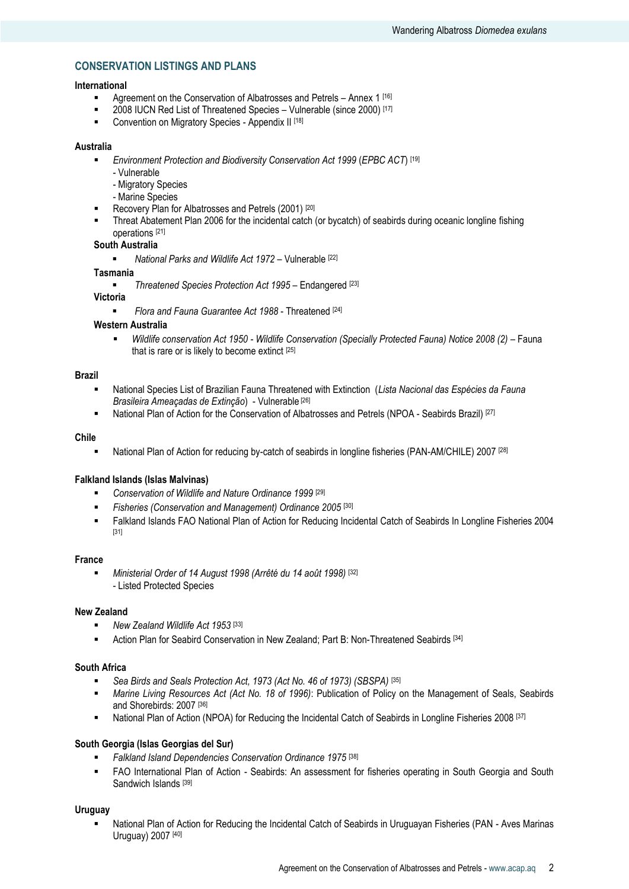## CONSERVATION LISTINGS AND PLANS

**International**

- Agreement on the Conservation of Albatrosses and Petrels – Annex 1 [16]
- 2008 IUCN Red List of Threatened Species – Vulnerable (since 2000) [17]
- Convention on Migratory Species - Appendix II [18]

**Australia**

- *Environment Protection and Biodiversity Conservation Act 1999* (*EPBC ACT*) [19]
  - Vulnerable
  - Migratory Species
  - Marine Species
- Recovery Plan for Albatrosses and Petrels (2001) [20]
- Threat Abatement Plan 2006 for the incidental catch (or bycatch) of seabirds during oceanic longline fishing operations [21]

**South Australia**

- *National Parks and Wildlife Act 1972* – Vulnerable [22]

**Tasmania**

- *Threatened Species Protection Act 1995* – Endangered [23]

**Victoria**

- *Flora and Fauna Guarantee Act 1988* - Threatened [24]

**Western Australia**

- *Wildlife conservation Act 1950 - Wildlife Conservation (Specially Protected Fauna) Notice 2008 (2)* – Fauna that is rare or is likely to become extinct [25]

**Brazil**

- National Species List of Brazilian Fauna Threatened with Extinction (*Lista Nacional das Espécies da Fauna Brasileira Ameaçadas de Extinção*) - Vulnerable [26]
- National Plan of Action for the Conservation of Albatrosses and Petrels (NPOA - Seabirds Brazil) [27]

**Chile**

- National Plan of Action for reducing by-catch of seabirds in longline fisheries (PAN-AM/CHILE) 2007 [28]

**Falkland Islands (Islas Malvinas)**

- *Conservation of Wildlife and Nature Ordinance 1999* [29]
- *Fisheries (Conservation and Management) Ordinance 2005* [30]
- Falkland Islands FAO National Plan of Action for Reducing Incidental Catch of Seabirds In Longline Fisheries 2004 [31]

**France**

- *Ministerial Order of 14 August 1998 (Arrêté du 14 août 1998)* [32]
  - Listed Protected Species

**New Zealand**

- *New Zealand Wildlife Act 1953* [33]
- Action Plan for Seabird Conservation in New Zealand; Part B: Non-Threatened Seabirds [34]

**South Africa**

- *Sea Birds and Seals Protection Act, 1973 (Act No. 46 of 1973) (SBSPA)* [35]
- *Marine Living Resources Act (Act No. 18 of 1996)*: Publication of Policy on the Management of Seals, Seabirds and Shorebirds: 2007 [36]
- National Plan of Action (NPOA) for Reducing the Incidental Catch of Seabirds in Longline Fisheries 2008 [37]

**South Georgia (Islas Georgias del Sur)**

- *Falkland Island Dependencies Conservation Ordinance 1975* [38]
- FAO International Plan of Action - Seabirds: An assessment for fisheries operating in South Georgia and South Sandwich Islands [39]

**Uruguay**

- National Plan of Action for Reducing the Incidental Catch of Seabirds in Uruguayan Fisheries (PAN - Aves Marinas Uruguay) 2007 [40]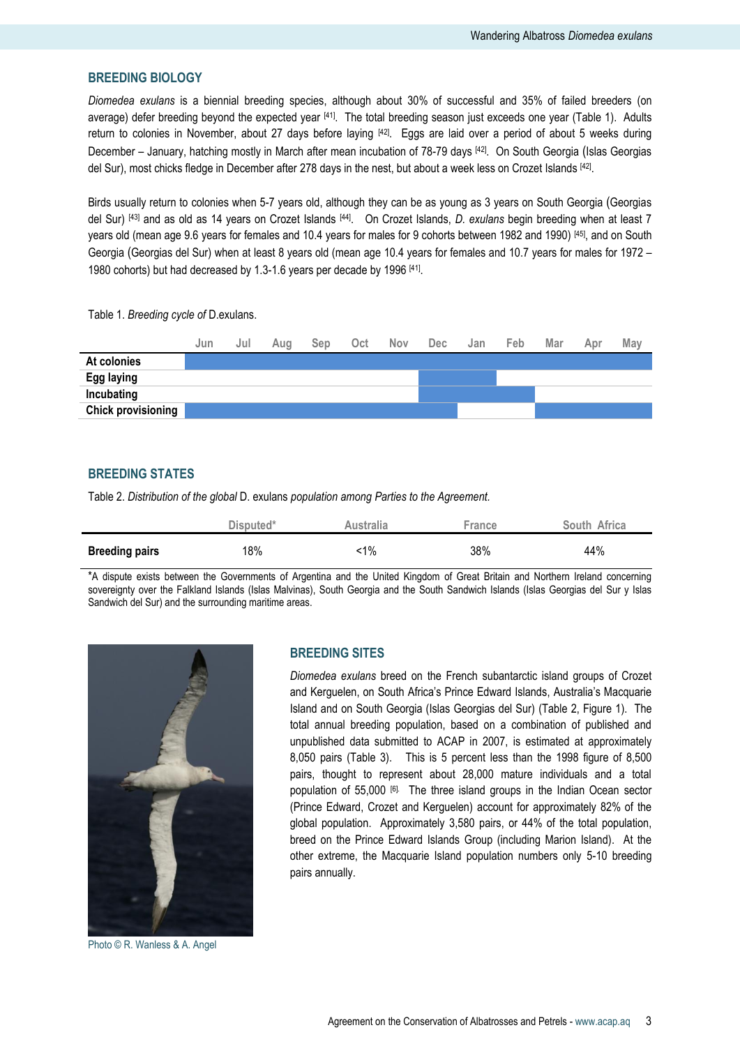## BREEDING BIOLOGY

*Diomedea exulans* is a biennial breeding species, although about 30% of successful and 35% of failed breeders (on average) defer breeding beyond the expected year [41]. The total breeding season just exceeds one year (Table 1). Adults return to colonies in November, about 27 days before laying [42]. Eggs are laid over a period of about 5 weeks during December – January, hatching mostly in March after mean incubation of 78-79 days [42]. On South Georgia (Islas Georgias del Sur), most chicks fledge in December after 278 days in the nest, but about a week less on Crozet Islands [42].

Birds usually return to colonies when 5-7 years old, although they can be as young as 3 years on South Georgia (Georgias del Sur) [43] and as old as 14 years on Crozet Islands [44]. On Crozet Islands, *D. exulans* begin breeding when at least 7 years old (mean age 9.6 years for females and 10.4 years for males for 9 cohorts between 1982 and 1990) [45], and on South Georgia (Georgias del Sur) when at least 8 years old (mean age 10.4 years for females and 10.7 years for males for 1972 – 1980 cohorts) but had decreased by 1.3-1.6 years per decade by 1996 [41].

Table 1. *Breeding cycle of* D.exulans.

| | Jun | Jul | Aug | Sep | Oct | Nov | Dec | Jan | Feb | Mar | Apr | May |
|---|---|---|---|---|---|---|---|---|---|---|---|---|
| **At colonies** | ■ | ■ | ■ | ■ | ■ | ■ | ■ | ■ | ■ | ■ | ■ | ■ |
| **Egg laying** | | | | | | | ■ | ■ | | | | |
| **Incubating** | | | | | | | ■ | ■ | ■ | | | |
| **Chick provisioning** | ■ | ■ | ■ | ■ | ■ | ■ | ■ | | | ■ | ■ | ■ |

## BREEDING STATES

Table 2. *Distribution of the global* D. exulans *population among Parties to the Agreement.*

| | Disputed* | Australia | France | South Africa |
|---|---|---|---|---|
| **Breeding pairs** | 18% | <1% | 38% | 44% |

*A dispute exists between the Governments of Argentina and the United Kingdom of Great Britain and Northern Ireland concerning sovereignty over the Falkland Islands (Islas Malvinas), South Georgia and the South Sandwich Islands (Islas Georgias del Sur y Islas Sandwich del Sur) and the surrounding maritime areas.

Photo © R. Wanless & A. Angel

## BREEDING SITES

*Diomedea exulans* breed on the French subantarctic island groups of Crozet and Kerguelen, on South Africa's Prince Edward Islands, Australia's Macquarie Island and on South Georgia (Islas Georgias del Sur) (Table 2, Figure 1). The total annual breeding population, based on a combination of published and unpublished data submitted to ACAP in 2007, is estimated at approximately 8,050 pairs (Table 3). This is 5 percent less than the 1998 figure of 8,500 pairs, thought to represent about 28,000 mature individuals and a total population of 55,000 [6]. The three island groups in the Indian Ocean sector (Prince Edward, Crozet and Kerguelen) account for approximately 82% of the global population. Approximately 3,580 pairs, or 44% of the total population, breed on the Prince Edward Islands Group (including Marion Island). At the other extreme, the Macquarie Island population numbers only 5-10 breeding pairs annually.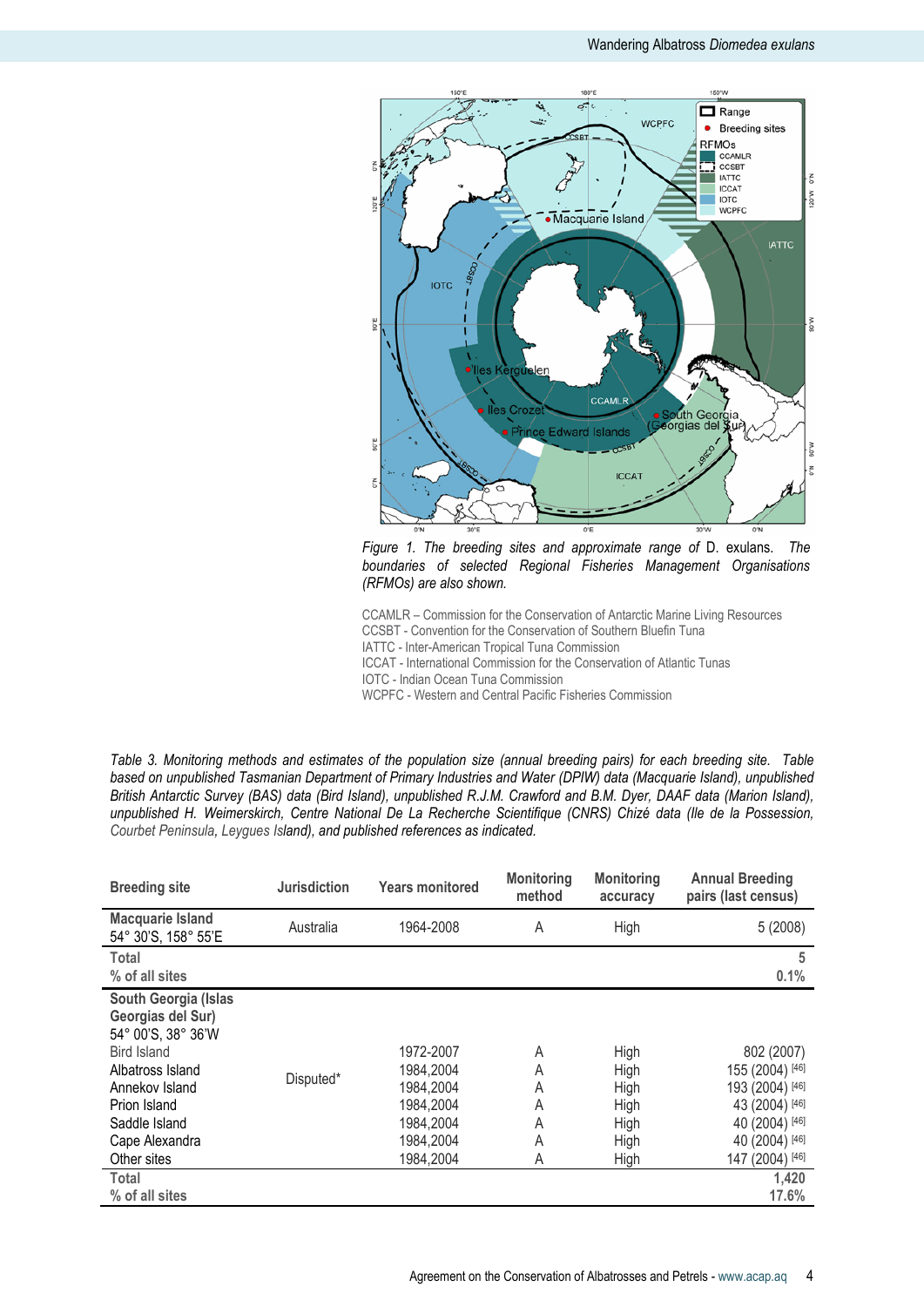*Figure 1. The breeding sites and approximate range of* D. exulans. *The boundaries of selected Regional Fisheries Management Organisations (RFMOs) are also shown.*

CCAMLR – Commission for the Conservation of Antarctic Marine Living Resources
CCSBT - Convention for the Conservation of Southern Bluefin Tuna
IATTC - Inter-American Tropical Tuna Commission
ICCAT - International Commission for the Conservation of Atlantic Tunas
IOTC - Indian Ocean Tuna Commission
WCPFC - Western and Central Pacific Fisheries Commission

*Table 3. Monitoring methods and estimates of the population size (annual breeding pairs) for each breeding site. Table based on unpublished Tasmanian Department of Primary Industries and Water (DPIW) data (Macquarie Island), unpublished British Antarctic Survey (BAS) data (Bird Island), unpublished R.J.M. Crawford and B.M. Dyer, DAAF data (Marion Island), unpublished H. Weimerskirch, Centre National De La Recherche Scientifique (CNRS) Chizé data (Ile de la Possession, Courbet Peninsula, Leygues Island), and published references as indicated.*

| Breeding site | Jurisdiction | Years monitored | Monitoring method | Monitoring accuracy | Annual Breeding pairs (last census) |
|---|---|---|---|---|---|
| **Macquarie Island** 54° 30'S, 158° 55'E | Australia | 1964-2008 | A | High | 5 (2008) |
| **Total** | | | | | **5** |
| **% of all sites** | | | | | **0.1%** |
| **South Georgia (Islas Georgias del Sur)** 54° 00'S, 38° 36'W | | | | | |
| Bird Island | Disputed* | 1972-2007 | A | High | 802 (2007) |
| Albatross Island | | 1984,2004 | A | High | 155 (2004) [46] |
| Annekov Island | | 1984,2004 | A | High | 193 (2004) [46] |
| Prion Island | | 1984,2004 | A | High | 43 (2004) [46] |
| Saddle Island | | 1984,2004 | A | High | 40 (2004) [46] |
| Cape Alexandra | | 1984,2004 | A | High | 40 (2004) [46] |
| Other sites | | 1984,2004 | A | High | 147 (2004) [46] |
| **Total** | | | | | **1,420** |
| **% of all sites** | | | | | **17.6%** |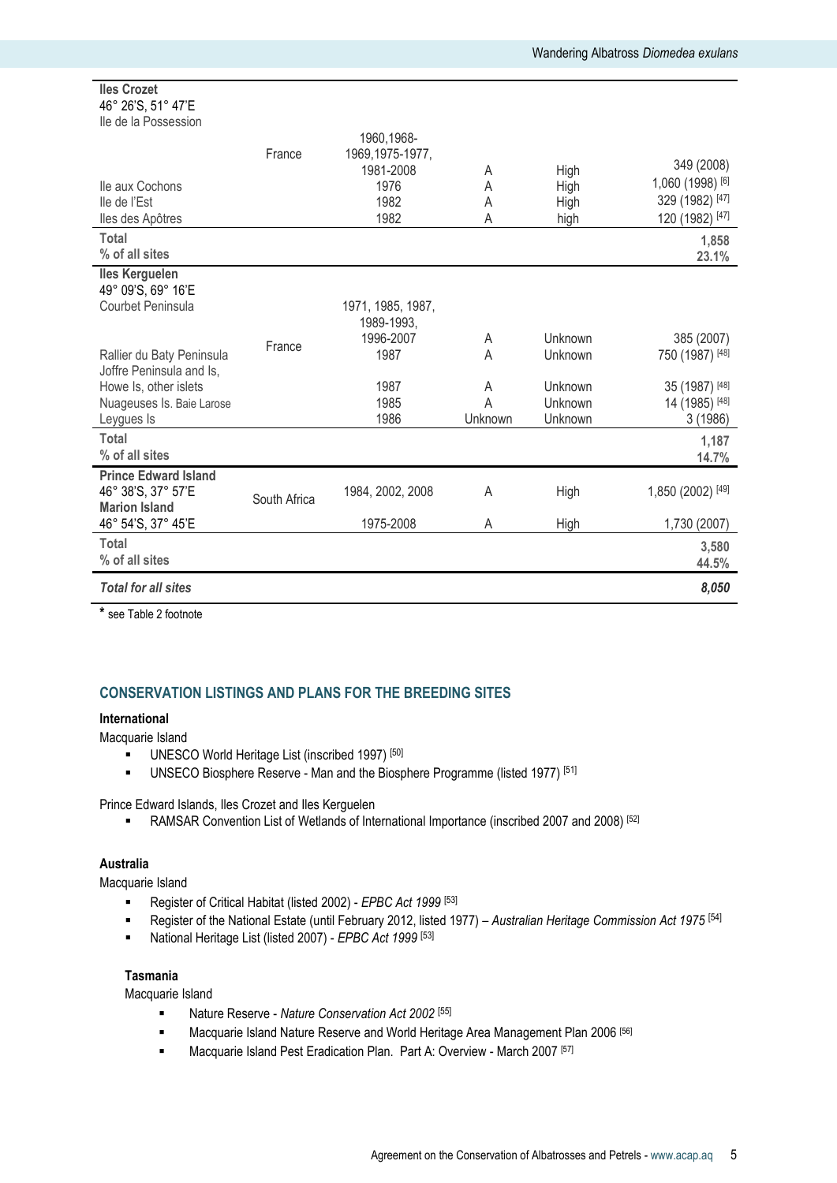| | | | | | |
|---|---|---|---|---|---|
| **Iles Crozet**<br>46° 26'S, 51° 47'E | | | | | |
| Ile de la Possession | France | 1960,1968-1969,1975-1977, 1981-2008 | A | High | 349 (2008) |
| Ile aux Cochons | | 1976 | A | High | 1,060 (1998) [6] |
| Ile de l'Est | | 1982 | A | High | 329 (1982) [47] |
| Iles des Apôtres | | 1982 | A | high | 120 (1982) [47] |
| **Total** | | | | | **1,858** |
| **% of all sites** | | | | | **23.1%** |
| **Iles Kerguelen**<br>49° 09'S, 69° 16'E | | | | | |
| Courbet Peninsula | France | 1971, 1985, 1987, 1989-1993, 1996-2007 | A | Unknown | 385 (2007) |
| Rallier du Baty Peninsula | | 1987 | A | Unknown | 750 (1987) [48] |
| Joffre Peninsula and Is, Howe Is, other islets | | 1987 | A | Unknown | 35 (1987) [48] |
| Nuageuses Is. Baie Larose | | 1985 | A | Unknown | 14 (1985) [48] |
| Leygues Is | | 1986 | Unknown | Unknown | 3 (1986) |
| **Total** | | | | | **1,187** |
| **% of all sites** | | | | | **14.7%** |
| **Prince Edward Island**<br>46° 38'S, 37° 57'E | South Africa | 1984, 2002, 2008 | A | High | 1,850 (2002) [49] |
| **Marion Island**<br>46° 54'S, 37° 45'E | | 1975-2008 | A | High | 1,730 (2007) |
| **Total** | | | | | **3,580** |
| **% of all sites** | | | | | **44.5%** |
| ***Total for all sites*** | | | | | ***8,050*** |

\* see Table 2 footnote

## CONSERVATION LISTINGS AND PLANS FOR THE BREEDING SITES

### International

Macquarie Island

- UNESCO World Heritage List (inscribed 1997) [50]
- UNSECO Biosphere Reserve - Man and the Biosphere Programme (listed 1977) [51]

Prince Edward Islands, Iles Crozet and Iles Kerguelen

- RAMSAR Convention List of Wetlands of International Importance (inscribed 2007 and 2008) [52]

### Australia

Macquarie Island

- Register of Critical Habitat (listed 2002) - *EPBC Act 1999* [53]
- Register of the National Estate (until February 2012, listed 1977) – *Australian Heritage Commission Act 1975* [54]
- National Heritage List (listed 2007) - *EPBC Act 1999* [53]

#### Tasmania

Macquarie Island

- Nature Reserve - *Nature Conservation Act 2002* [55]
- Macquarie Island Nature Reserve and World Heritage Area Management Plan 2006 [56]
- Macquarie Island Pest Eradication Plan. Part A: Overview - March 2007 [57]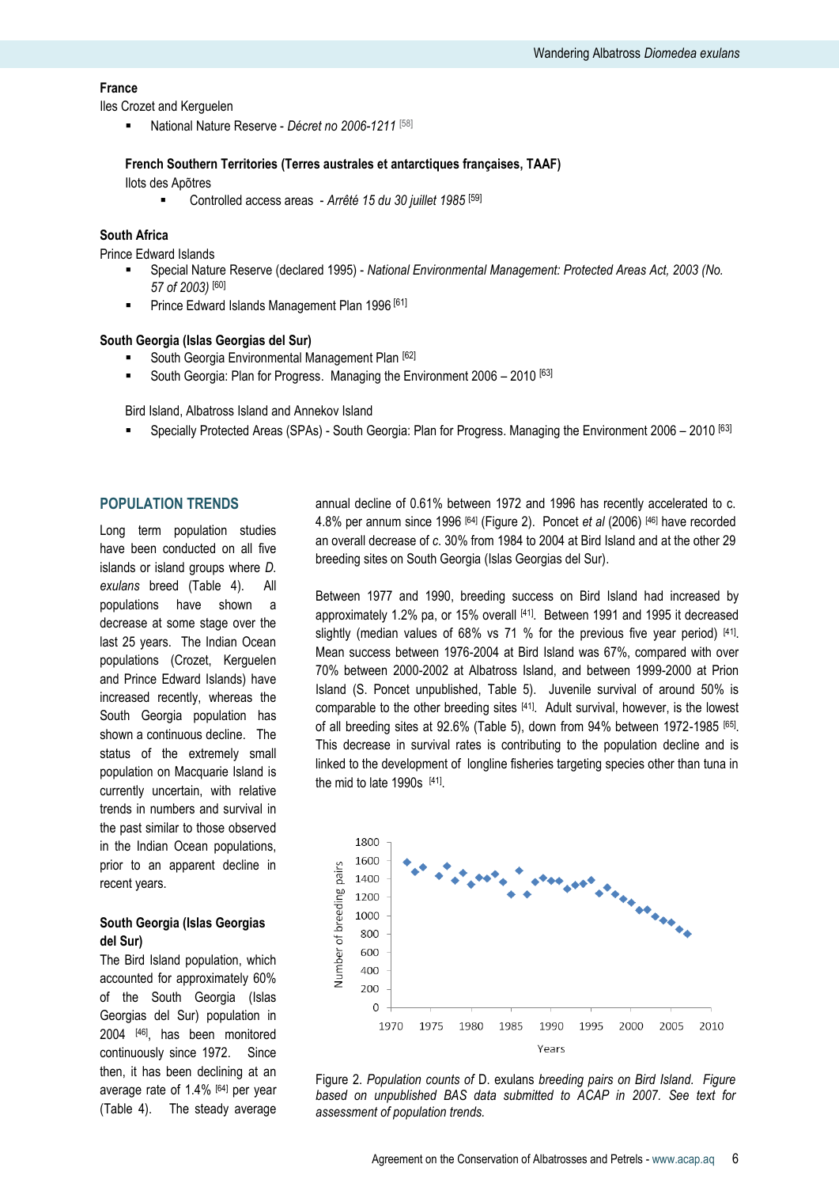**France**

Iles Crozet and Kerguelen

- National Nature Reserve - *Décret no 2006-1211* [58]

**French Southern Territories (Terres australes et antarctiques françaises, TAAF)**

Ilots des Apôtres

- Controlled access areas - *Arrêté 15 du 30 juillet 1985* [59]

**South Africa**

Prince Edward Islands

- Special Nature Reserve (declared 1995) - *National Environmental Management: Protected Areas Act, 2003 (No. 57 of 2003)* [60]
- Prince Edward Islands Management Plan 1996 [61]

**South Georgia (Islas Georgias del Sur)**

- South Georgia Environmental Management Plan [62]
- South Georgia: Plan for Progress. Managing the Environment 2006 – 2010 [63]

Bird Island, Albatross Island and Annekov Island

- Specially Protected Areas (SPAs) - South Georgia: Plan for Progress. Managing the Environment 2006 – 2010 [63]

## POPULATION TRENDS

Long term population studies have been conducted on all five islands or island groups where *D. exulans* breed (Table 4). All populations have shown a decrease at some stage over the last 25 years. The Indian Ocean populations (Crozet, Kerguelen and Prince Edward Islands) have increased recently, whereas the South Georgia population has shown a continuous decline. The status of the extremely small population on Macquarie Island is currently uncertain, with relative trends in numbers and survival in the past similar to those observed in the Indian Ocean populations, prior to an apparent decline in recent years.

### South Georgia (Islas Georgias del Sur)

The Bird Island population, which accounted for approximately 60% of the South Georgia (Islas Georgias del Sur) population in 2004 [46], has been monitored continuously since 1972. Since then, it has been declining at an average rate of 1.4% [64] per year (Table 4). The steady average annual decline of 0.61% between 1972 and 1996 has recently accelerated to c. 4.8% per annum since 1996 [64] (Figure 2). Poncet *et al* (2006) [46] have recorded an overall decrease of *c.* 30% from 1984 to 2004 at Bird Island and at the other 29 breeding sites on South Georgia (Islas Georgias del Sur).

Between 1977 and 1990, breeding success on Bird Island had increased by approximately 1.2% pa, or 15% overall [41]. Between 1991 and 1995 it decreased slightly (median values of 68% vs 71 % for the previous five year period) [41]. Mean success between 1976-2004 at Bird Island was 67%, compared with over 70% between 2000-2002 at Albatross Island, and between 1999-2000 at Prion Island (S. Poncet unpublished, Table 5). Juvenile survival of around 50% is comparable to the other breeding sites [41]. Adult survival, however, is the lowest of all breeding sites at 92.6% (Table 5), down from 94% between 1972-1985 [65]. This decrease in survival rates is contributing to the population decline and is linked to the development of longline fisheries targeting species other than tuna in the mid to late 1990s [41].

Figure 2. *Population counts of* D. exulans *breeding pairs on Bird Island. Figure based on unpublished BAS data submitted to ACAP in 2007. See text for assessment of population trends.*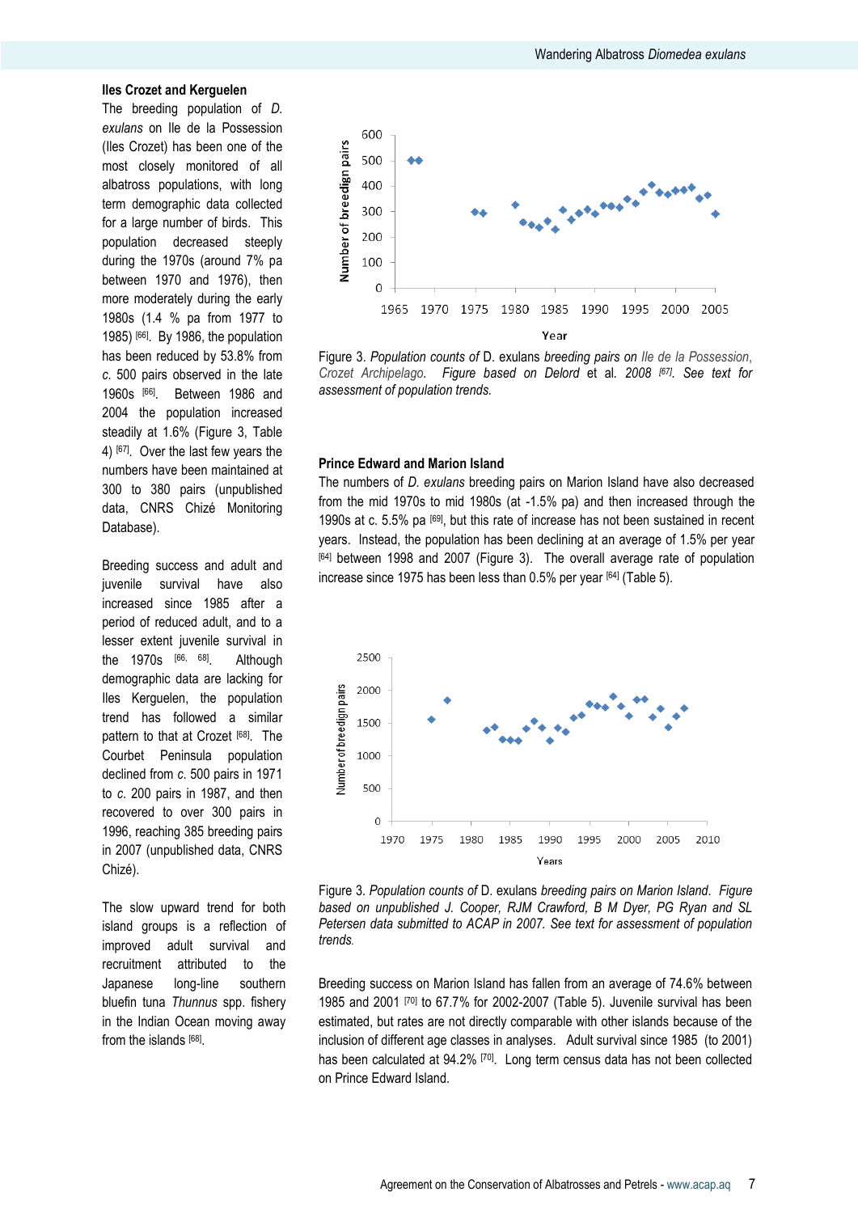### Iles Crozet and Kerguelen

The breeding population of *D. exulans* on Ile de la Possession (Iles Crozet) has been one of the most closely monitored of all albatross populations, with long term demographic data collected for a large number of birds. This population decreased steeply during the 1970s (around 7% pa between 1970 and 1976), then more moderately during the early 1980s (1.4 % pa from 1977 to 1985) [66]. By 1986, the population has been reduced by 53.8% from *c.* 500 pairs observed in the late 1960s [66]. Between 1986 and 2004 the population increased steadily at 1.6% (Figure 3, Table 4) [67]. Over the last few years the numbers have been maintained at 300 to 380 pairs (unpublished data, CNRS Chizé Monitoring Database).

Breeding success and adult and juvenile survival have also increased since 1985 after a period of reduced adult, and to a lesser extent juvenile survival in the 1970s [66, 68]. Although demographic data are lacking for Iles Kerguelen, the population trend has followed a similar pattern to that at Crozet [68]. The Courbet Peninsula population declined from *c.* 500 pairs in 1971 to *c.* 200 pairs in 1987, and then recovered to over 300 pairs in 1996, reaching 385 breeding pairs in 2007 (unpublished data, CNRS Chizé).

The slow upward trend for both island groups is a reflection of improved adult survival and recruitment attributed to the Japanese long-line southern bluefin tuna *Thunnus* spp. fishery in the Indian Ocean moving away from the islands [68].

Figure 3. *Population counts of* D. exulans *breeding pairs on Ile de la Possession, Crozet Archipelago. Figure based on Delord* et al. *2008* [67]*. See text for assessment of population trends.*

### Prince Edward and Marion Island

The numbers of *D. exulans* breeding pairs on Marion Island have also decreased from the mid 1970s to mid 1980s (at -1.5% pa) and then increased through the 1990s at c. 5.5% pa [69], but this rate of increase has not been sustained in recent years. Instead, the population has been declining at an average of 1.5% per year [64] between 1998 and 2007 (Figure 3). The overall average rate of population increase since 1975 has been less than 0.5% per year [64] (Table 5).

Figure 3. *Population counts of* D. exulans *breeding pairs on Marion Island. Figure based on unpublished J. Cooper, RJM Crawford, B M Dyer, PG Ryan and SL Petersen data submitted to ACAP in 2007. See text for assessment of population trends.*

Breeding success on Marion Island has fallen from an average of 74.6% between 1985 and 2001 [70] to 67.7% for 2002-2007 (Table 5). Juvenile survival has been estimated, but rates are not directly comparable with other islands because of the inclusion of different age classes in analyses. Adult survival since 1985 (to 2001) has been calculated at 94.2% [70]. Long term census data has not been collected on Prince Edward Island.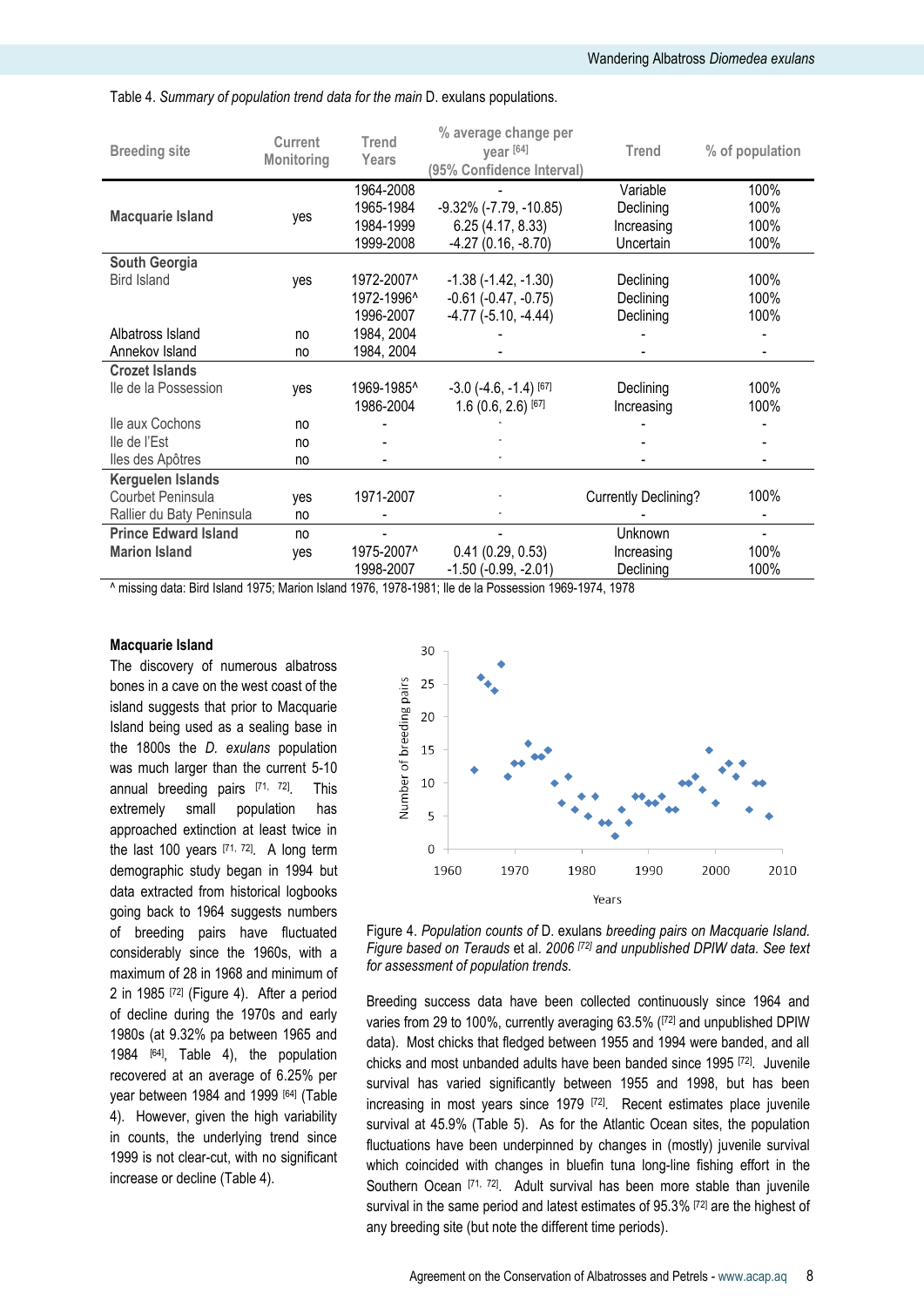Table 4. *Summary of population trend data for the main* D. exulans populations.

| Breeding site | Current Monitoring | Trend Years | % average change per year [64] (95% Confidence Interval) | Trend | % of population |
|---|---|---|---|---|---|
| **Macquarie Island** | yes | 1964-2008 | - | Variable | 100% |
| | | 1965-1984 | -9.32% (-7.79, -10.85) | Declining | 100% |
| | | 1984-1999 | 6.25 (4.17, 8.33) | Increasing | 100% |
| | | 1999-2008 | -4.27 (0.16, -8.70) | Uncertain | 100% |
| **South Georgia** | | | | | |
| Bird Island | yes | 1972-2007^ | -1.38 (-1.42, -1.30) | Declining | 100% |
| | | 1972-1996^ | -0.61 (-0.47, -0.75) | Declining | 100% |
| | | 1996-2007 | -4.77 (-5.10, -4.44) | Declining | 100% |
| Albatross Island | no | 1984, 2004 | - | - | - |
| Annekov Island | no | 1984, 2004 | - | - | - |
| **Crozet Islands** | | | | | |
| Ile de la Possession | yes | 1969-1985^ | -3.0 (-4.6, -1.4) [67] | Declining | 100% |
| | | 1986-2004 | 1.6 (0.6, 2.6) [67] | Increasing | 100% |
| Ile aux Cochons | no | - | - | - | - |
| Ile de l'Est | no | - | - | - | - |
| Iles des Apôtres | no | - | - | - | - |
| **Kerguelen Islands** | | | | | |
| Courbet Peninsula | yes | 1971-2007 | - | Currently Declining? | 100% |
| Rallier du Baty Peninsula | no | - | - | - | - |
| **Prince Edward Island** | no | - | - | Unknown | - |
| **Marion Island** | yes | 1975-2007^ | 0.41 (0.29, 0.53) | Increasing | 100% |
| | | 1998-2007 | -1.50 (-0.99, -2.01) | Declining | 100% |

^ missing data: Bird Island 1975; Marion Island 1976, 1978-1981; Ile de la Possession 1969-1974, 1978

### Macquarie Island

The discovery of numerous albatross bones in a cave on the west coast of the island suggests that prior to Macquarie Island being used as a sealing base in the 1800s the *D. exulans* population was much larger than the current 5-10 annual breeding pairs [71, 72]. This extremely small population has approached extinction at least twice in the last 100 years [71, 72]. A long term demographic study began in 1994 but data extracted from historical logbooks going back to 1964 suggests numbers of breeding pairs have fluctuated considerably since the 1960s, with a maximum of 28 in 1968 and minimum of 2 in 1985 [72] (Figure 4). After a period of decline during the 1970s and early 1980s (at 9.32% pa between 1965 and 1984 [64], Table 4), the population recovered at an average of 6.25% per year between 1984 and 1999 [64] (Table 4). However, given the high variability in counts, the underlying trend since 1999 is not clear-cut, with no significant increase or decline (Table 4).

Figure 4. *Population counts of* D. exulans *breeding pairs on Macquarie Island. Figure based on Terauds* et al. *2006* [72] *and unpublished DPIW data. See text for assessment of population trends.*

Breeding success data have been collected continuously since 1964 and varies from 29 to 100%, currently averaging 63.5% ([72] and unpublished DPIW data). Most chicks that fledged between 1955 and 1994 were banded, and all chicks and most unbanded adults have been banded since 1995 [72]. Juvenile survival has varied significantly between 1955 and 1998, but has been increasing in most years since 1979 [72]. Recent estimates place juvenile survival at 45.9% (Table 5). As for the Atlantic Ocean sites, the population fluctuations have been underpinned by changes in (mostly) juvenile survival which coincided with changes in bluefin tuna long-line fishing effort in the Southern Ocean [71, 72]. Adult survival has been more stable than juvenile survival in the same period and latest estimates of 95.3% [72] are the highest of any breeding site (but note the different time periods).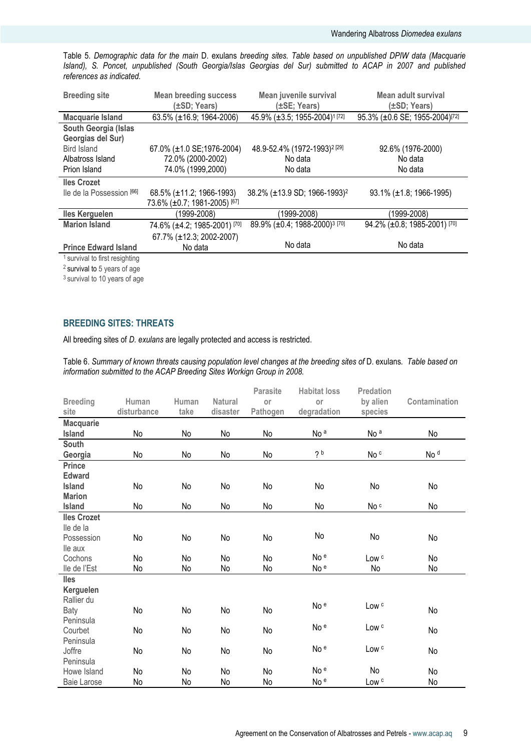Table 5. *Demographic data for the main* D. exulans *breeding sites. Table based on unpublished DPIW data (Macquarie Island), S. Poncet, unpublished (South Georgia/Islas Georgias del Sur) submitted to ACAP in 2007 and published references as indicated.*

| Breeding site | Mean breeding success (±SD; Years) | Mean juvenile survival (±SE; Years) | Mean adult survival (±SD; Years) |
|---|---|---|---|
| **Macquarie Island** | 63.5% (±16.9; 1964-2006) | 45.9% (±3.5; 1955-2004)[1] [72] | 95.3% (±0.6 SE; 1955-2004)[72] |
| **South Georgia (Islas Georgias del Sur)** | | | |
| Bird Island | 67.0% (±1.0 SE;1976-2004) | 48.9-52.4% (1972-1993)[2] [29] | 92.6% (1976-2000) |
| Albatross Island | 72.0% (2000-2002) | No data | No data |
| Prion Island | 74.0% (1999,2000) | No data | No data |
| **Iles Crozet** | | | |
| Ile de la Possession [66] | 68.5% (±11.2; 1966-1993) 73.6% (±0.7; 1981-2005) [67] | 38.2% (±13.9 SD; 1966-1993)[2] | 93.1% (±1.8; 1966-1995) |
| **Iles Kerguelen** | (1999-2008) | (1999-2008) | (1999-2008) |
| **Marion Island** | 74.6% (±4.2; 1985-2001) [70] 67.7% (±12.3; 2002-2007) | 89.9% (±0.4; 1988-2000)[3] [70] | 94.2% (±0.8; 1985-2001) [70] |
| **Prince Edward Island** | No data | No data | No data |

[1] survival to first resighting
[2] survival to 5 years of age
[3] survival to 10 years of age

## BREEDING SITES: THREATS

All breeding sites of *D. exulans* are legally protected and access is restricted.

Table 6. *Summary of known threats causing population level changes at the breeding sites of* D. exulans. *Table based on information submitted to the ACAP Breeding Sites Workign Group in 2008.*

| Breeding site | Human disturbance | Human take | Natural disaster | Parasite or Pathogen | Habitat loss or degradation | Predation by alien species | Contamination |
|---|---|---|---|---|---|---|---|
| **Macquarie Island** | No | No | No | No | No [a] | No [a] | No |
| **South Georgia** | No | No | No | No | ? [b] | No [c] | No [d] |
| **Prince Edward Island** | No | No | No | No | No | No | No |
| **Marion Island** | No | No | No | No | No | No [c] | No |
| **Iles Crozet** | | | | | | | |
| Ile de la Possession | No | No | No | No | No | No | No |
| Ile aux Cochons | No | No | No | No | No [e] | Low [c] | No |
| Ile de l'Est | No | No | No | No | No [e] | No | No |
| **Iles Kerguelen** | | | | | | | |
| Rallier du Baty | No | No | No | No | No [e] | Low [c] | No |
| Peninsula Courbet | No | No | No | No | No [e] | Low [c] | No |
| Peninsula Joffre | No | No | No | No | No [e] | Low [c] | No |
| Peninsula Howe Island | No | No | No | No | No [e] | No | No |
| Baie Larose | No | No | No | No | No [e] | Low [c] | No |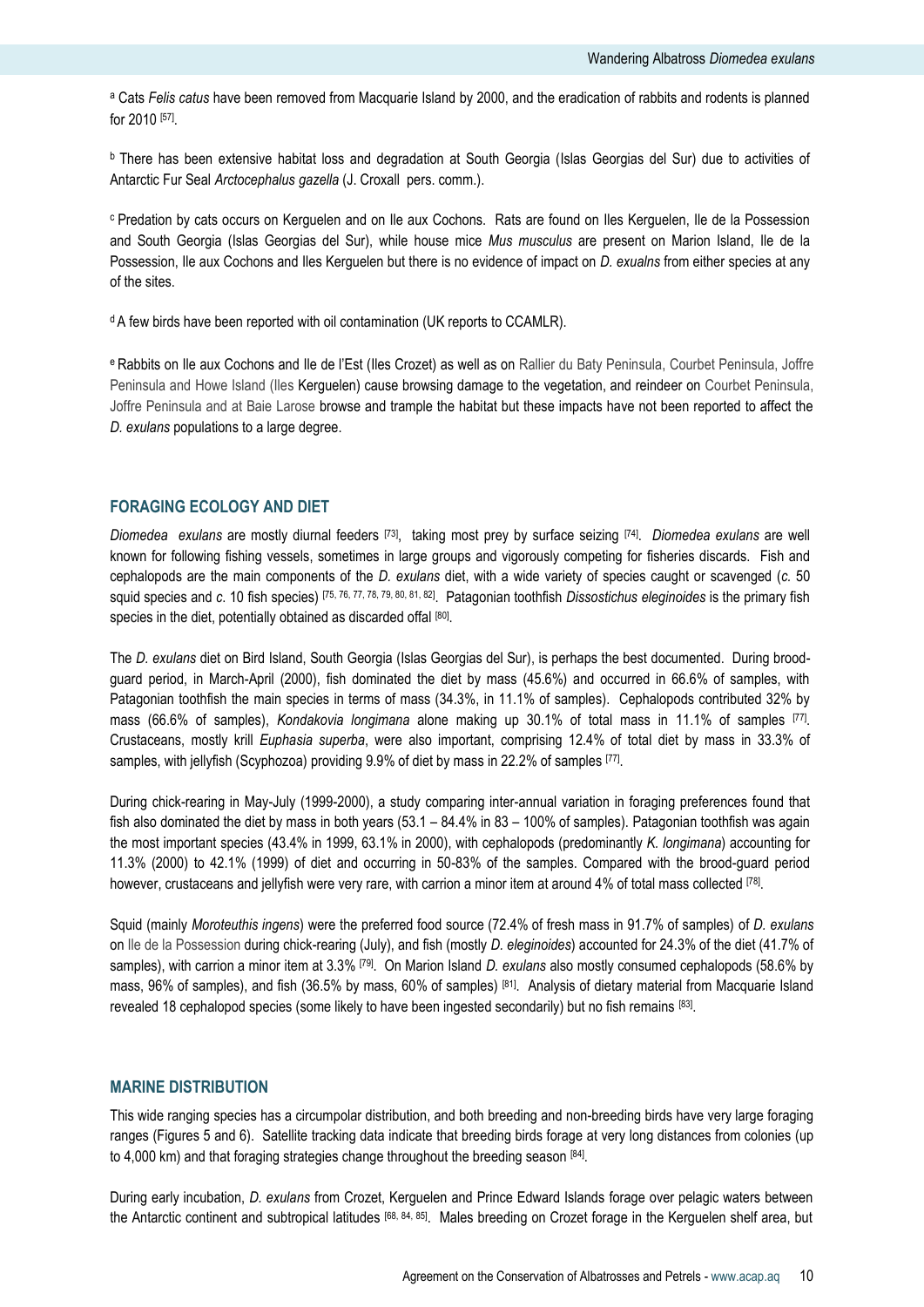[a] Cats *Felis catus* have been removed from Macquarie Island by 2000, and the eradication of rabbits and rodents is planned for 2010 [57].

[b] There has been extensive habitat loss and degradation at South Georgia (Islas Georgias del Sur) due to activities of Antarctic Fur Seal *Arctocephalus gazella* (J. Croxall pers. comm.).

[c] Predation by cats occurs on Kerguelen and on Ile aux Cochons. Rats are found on Iles Kerguelen, Ile de la Possession and South Georgia (Islas Georgias del Sur), while house mice *Mus musculus* are present on Marion Island, Ile de la Possession, Ile aux Cochons and Iles Kerguelen but there is no evidence of impact on *D. exualns* from either species at any of the sites.

[d] A few birds have been reported with oil contamination (UK reports to CCAMLR).

[e] Rabbits on Ile aux Cochons and Ile de l'Est (Iles Crozet) as well as on Rallier du Baty Peninsula, Courbet Peninsula, Joffre Peninsula and Howe Island (Iles Kerguelen) cause browsing damage to the vegetation, and reindeer on Courbet Peninsula, Joffre Peninsula and at Baie Larose browse and trample the habitat but these impacts have not been reported to affect the *D. exulans* populations to a large degree.

## FORAGING ECOLOGY AND DIET

*Diomedea exulans* are mostly diurnal feeders [73], taking most prey by surface seizing [74]. *Diomedea exulans* are well known for following fishing vessels, sometimes in large groups and vigorously competing for fisheries discards. Fish and cephalopods are the main components of the *D. exulans* diet, with a wide variety of species caught or scavenged (*c.* 50 squid species and *c.* 10 fish species) [75, 76, 77, 78, 79, 80, 81, 82]. Patagonian toothfish *Dissostichus eleginoides* is the primary fish species in the diet, potentially obtained as discarded offal [80].

The *D. exulans* diet on Bird Island, South Georgia (Islas Georgias del Sur), is perhaps the best documented. During brood-guard period, in March-April (2000), fish dominated the diet by mass (45.6%) and occurred in 66.6% of samples, with Patagonian toothfish the main species in terms of mass (34.3%, in 11.1% of samples). Cephalopods contributed 32% by mass (66.6% of samples), *Kondakovia longimana* alone making up 30.1% of total mass in 11.1% of samples [77]. Crustaceans, mostly krill *Euphasia superba*, were also important, comprising 12.4% of total diet by mass in 33.3% of samples, with jellyfish (Scyphozoa) providing 9.9% of diet by mass in 22.2% of samples [77].

During chick-rearing in May-July (1999-2000), a study comparing inter-annual variation in foraging preferences found that fish also dominated the diet by mass in both years (53.1 – 84.4% in 83 – 100% of samples). Patagonian toothfish was again the most important species (43.4% in 1999, 63.1% in 2000), with cephalopods (predominantly *K. longimana*) accounting for 11.3% (2000) to 42.1% (1999) of diet and occurring in 50-83% of the samples. Compared with the brood-guard period however, crustaceans and jellyfish were very rare, with carrion a minor item at around 4% of total mass collected [78].

Squid (mainly *Moroteuthis ingens*) were the preferred food source (72.4% of fresh mass in 91.7% of samples) of *D. exulans* on Ile de la Possession during chick-rearing (July), and fish (mostly *D. eleginoides*) accounted for 24.3% of the diet (41.7% of samples), with carrion a minor item at 3.3% [79]. On Marion Island *D. exulans* also mostly consumed cephalopods (58.6% by mass, 96% of samples), and fish (36.5% by mass, 60% of samples) [81]. Analysis of dietary material from Macquarie Island revealed 18 cephalopod species (some likely to have been ingested secondarily) but no fish remains [83].

## MARINE DISTRIBUTION

This wide ranging species has a circumpolar distribution, and both breeding and non-breeding birds have very large foraging ranges (Figures 5 and 6). Satellite tracking data indicate that breeding birds forage at very long distances from colonies (up to 4,000 km) and that foraging strategies change throughout the breeding season [84].

During early incubation, *D. exulans* from Crozet, Kerguelen and Prince Edward Islands forage over pelagic waters between the Antarctic continent and subtropical latitudes [68, 84, 85]. Males breeding on Crozet forage in the Kerguelen shelf area, but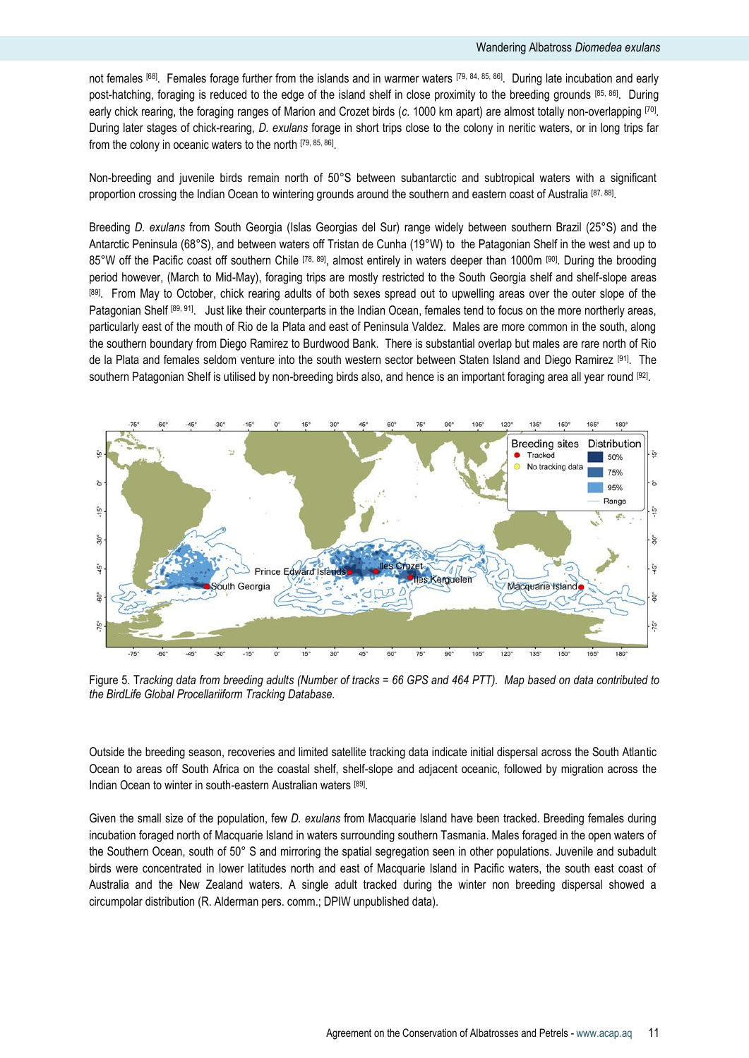not females [68]. Females forage further from the islands and in warmer waters [79, 84, 85, 86]. During late incubation and early post-hatching, foraging is reduced to the edge of the island shelf in close proximity to the breeding grounds [85, 86]. During early chick rearing, the foraging ranges of Marion and Crozet birds (*c.* 1000 km apart) are almost totally non-overlapping [70]. During later stages of chick-rearing, *D. exulans* forage in short trips close to the colony in neritic waters, or in long trips far from the colony in oceanic waters to the north [79, 85, 86].

Non-breeding and juvenile birds remain north of 50°S between subantarctic and subtropical waters with a significant proportion crossing the Indian Ocean to wintering grounds around the southern and eastern coast of Australia [87, 88].

Breeding *D. exulans* from South Georgia (Islas Georgias del Sur) range widely between southern Brazil (25°S) and the Antarctic Peninsula (68°S), and between waters off Tristan de Cunha (19°W) to the Patagonian Shelf in the west and up to 85°W off the Pacific coast off southern Chile [78, 89], almost entirely in waters deeper than 1000m [90]. During the brooding period however, (March to Mid-May), foraging trips are mostly restricted to the South Georgia shelf and shelf-slope areas [89]. From May to October, chick rearing adults of both sexes spread out to upwelling areas over the outer slope of the Patagonian Shelf [89, 91]. Just like their counterparts in the Indian Ocean, females tend to focus on the more northerly areas, particularly east of the mouth of Rio de la Plata and east of Peninsula Valdez. Males are more common in the south, along the southern boundary from Diego Ramirez to Burdwood Bank. There is substantial overlap but males are rare north of Rio de la Plata and females seldom venture into the south western sector between Staten Island and Diego Ramirez [91]. The southern Patagonian Shelf is utilised by non-breeding birds also, and hence is an important foraging area all year round [92].

Figure 5. T*racking data from breeding adults (Number of tracks = 66 GPS and 464 PTT). Map based on data contributed to the BirdLife Global Procellariiform Tracking Database.*

Outside the breeding season, recoveries and limited satellite tracking data indicate initial dispersal across the South Atlantic Ocean to areas off South Africa on the coastal shelf, shelf-slope and adjacent oceanic, followed by migration across the Indian Ocean to winter in south-eastern Australian waters [89].

Given the small size of the population, few *D. exulans* from Macquarie Island have been tracked. Breeding females during incubation foraged north of Macquarie Island in waters surrounding southern Tasmania. Males foraged in the open waters of the Southern Ocean, south of 50° S and mirroring the spatial segregation seen in other populations. Juvenile and subadult birds were concentrated in lower latitudes north and east of Macquarie Island in Pacific waters, the south east coast of Australia and the New Zealand waters. A single adult tracked during the winter non breeding dispersal showed a circumpolar distribution (R. Alderman pers. comm.; DPIW unpublished data).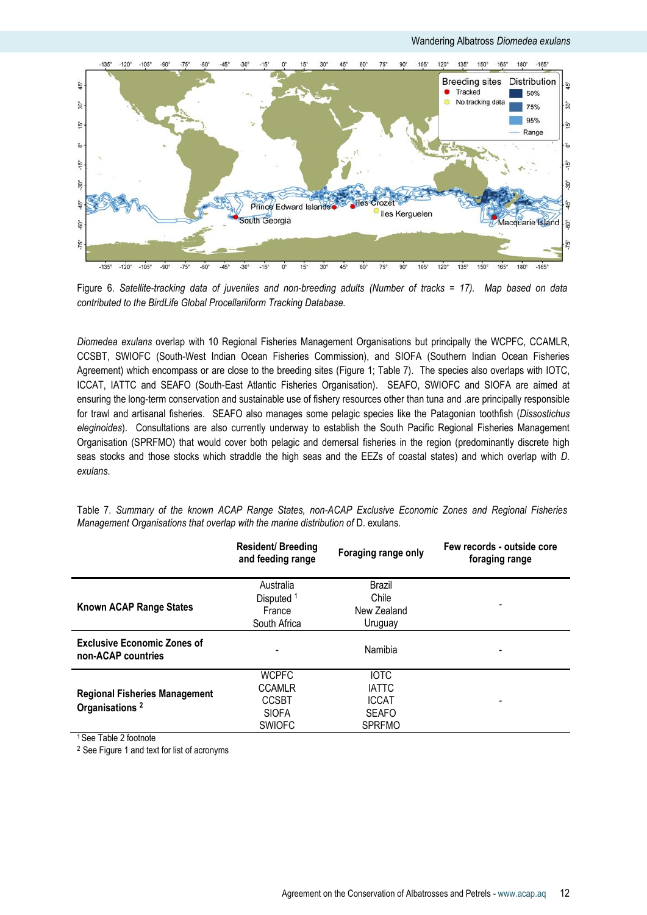Figure 6. *Satellite-tracking data of juveniles and non-breeding adults (Number of tracks = 17). Map based on data contributed to the BirdLife Global Procellariiform Tracking Database.*

*Diomedea exulans* overlap with 10 Regional Fisheries Management Organisations but principally the WCPFC, CCAMLR, CCSBT, SWIOFC (South-West Indian Ocean Fisheries Commission), and SIOFA (Southern Indian Ocean Fisheries Agreement) which encompass or are close to the breeding sites (Figure 1; Table 7). The species also overlaps with IOTC, ICCAT, IATTC and SEAFO (South-East Atlantic Fisheries Organisation). SEAFO, SWIOFC and SIOFA are aimed at ensuring the long-term conservation and sustainable use of fishery resources other than tuna and .are principally responsible for trawl and artisanal fisheries. SEAFO also manages some pelagic species like the Patagonian toothfish (*Dissostichus eleginoides*). Consultations are also currently underway to establish the South Pacific Regional Fisheries Management Organisation (SPRFMO) that would cover both pelagic and demersal fisheries in the region (predominantly discrete high seas stocks and those stocks which straddle the high seas and the EEZs of coastal states) and which overlap with *D. exulans*.

Table 7. *Summary of the known ACAP Range States, non-ACAP Exclusive Economic Zones and Regional Fisheries Management Organisations that overlap with the marine distribution of* D. exulans.

| | **Resident/ Breeding and feeding range** | **Foraging range only** | **Few records - outside core foraging range** |
|---|---|---|---|
| **Known ACAP Range States** | Australia<br>Disputed [1]<br>France<br>South Africa | Brazil<br>Chile<br>New Zealand<br>Uruguay | - |
| **Exclusive Economic Zones of non-ACAP countries** | - | Namibia | - |
| **Regional Fisheries Management Organisations [2]** | WCPFC<br>CCAMLR<br>CCSBT<br>SIOFA<br>SWIOFC | IOTC<br>IATTC<br>ICCAT<br>SEAFO<br>SPRFMO | - |

[1] See Table 2 footnote

[2] See Figure 1 and text for list of acronyms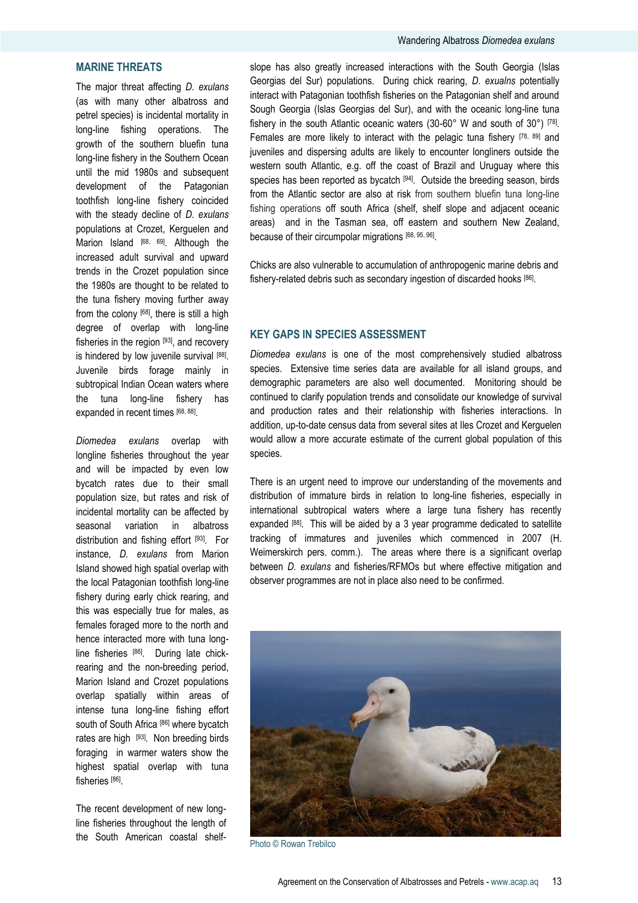## MARINE THREATS

The major threat affecting *D. exulans* (as with many other albatross and petrel species) is incidental mortality in long-line fishing operations. The growth of the southern bluefin tuna long-line fishery in the Southern Ocean until the mid 1980s and subsequent development of the Patagonian toothfish long-line fishery coincided with the steady decline of *D. exulans* populations at Crozet, Kerguelen and Marion Island [68, 69]. Although the increased adult survival and upward trends in the Crozet population since the 1980s are thought to be related to the tuna fishery moving further away from the colony [68], there is still a high degree of overlap with long-line fisheries in the region [93], and recovery is hindered by low juvenile survival [88]. Juvenile birds forage mainly in subtropical Indian Ocean waters where the tuna long-line fishery has expanded in recent times [68, 88].

*Diomedea exulans* overlap with longline fisheries throughout the year and will be impacted by even low bycatch rates due to their small population size, but rates and risk of incidental mortality can be affected by seasonal variation in albatross distribution and fishing effort [93]. For instance, *D. exulans* from Marion Island showed high spatial overlap with the local Patagonian toothfish long-line fishery during early chick rearing, and this was especially true for males, as females foraged more to the north and hence interacted more with tuna long-line fisheries [86]. During late chick-rearing and the non-breeding period, Marion Island and Crozet populations overlap spatially within areas of intense tuna long-line fishing effort south of South Africa [86] where bycatch rates are high [93]. Non breeding birds foraging in warmer waters show the highest spatial overlap with tuna fisheries [86].

The recent development of new long-line fisheries throughout the length of the South American coastal shelf-slope has also greatly increased interactions with the South Georgia (Islas Georgias del Sur) populations. During chick rearing, *D. exualns* potentially interact with Patagonian toothfish fisheries on the Patagonian shelf and around Sough Georgia (Islas Georgias del Sur), and with the oceanic long-line tuna fishery in the south Atlantic oceanic waters (30-60° W and south of 30°) [78]. Females are more likely to interact with the pelagic tuna fishery [78, 89] and juveniles and dispersing adults are likely to encounter longliners outside the western south Atlantic, e.g. off the coast of Brazil and Uruguay where this species has been reported as bycatch [94]. Outside the breeding season, birds from the Atlantic sector are also at risk from southern bluefin tuna long-line fishing operations off south Africa (shelf, shelf slope and adjacent oceanic areas) and in the Tasman sea, off eastern and southern New Zealand, because of their circumpolar migrations [68, 95, 96].

Chicks are also vulnerable to accumulation of anthropogenic marine debris and fishery-related debris such as secondary ingestion of discarded hooks [86].

## KEY GAPS IN SPECIES ASSESSMENT

*Diomedea exulans* is one of the most comprehensively studied albatross species. Extensive time series data are available for all island groups, and demographic parameters are also well documented. Monitoring should be continued to clarify population trends and consolidate our knowledge of survival and production rates and their relationship with fisheries interactions. In addition, up-to-date census data from several sites at Iles Crozet and Kerguelen would allow a more accurate estimate of the current global population of this species.

There is an urgent need to improve our understanding of the movements and distribution of immature birds in relation to long-line fisheries, especially in international subtropical waters where a large tuna fishery has recently expanded [88]. This will be aided by a 3 year programme dedicated to satellite tracking of immatures and juveniles which commenced in 2007 (H. Weimerskirch pers. comm.). The areas where there is a significant overlap between *D. exulans* and fisheries/RFMOs but where effective mitigation and observer programmes are not in place also need to be confirmed.

Photo © Rowan Trebilco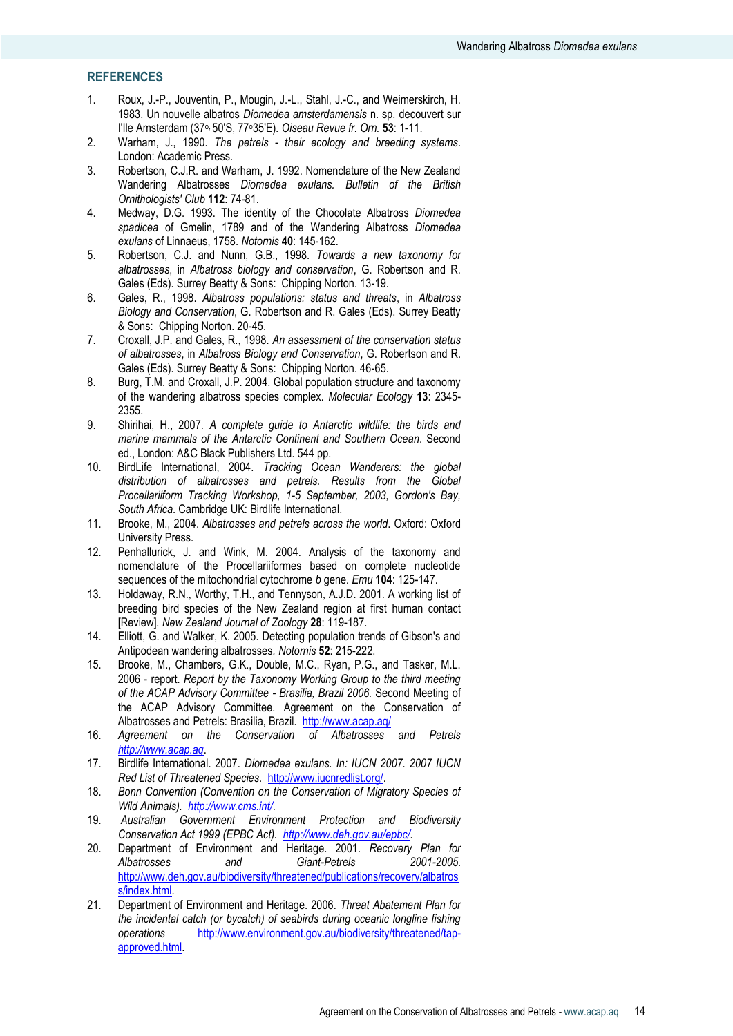## REFERENCES

1. Roux, J.-P., Jouventin, P., Mougin, J.-L., Stahl, J.-C., and Weimerskirch, H. 1983. Un nouvelle albatros *Diomedea amsterdamensis* n. sp. decouvert sur I'lle Amsterdam (37°. 50'S, 77°35'E). *Oiseau Revue fr. Orn.* **53**: 1-11.
2. Warham, J., 1990. *The petrels - their ecology and breeding systems*. London: Academic Press.
3. Robertson, C.J.R. and Warham, J. 1992. Nomenclature of the New Zealand Wandering Albatrosses *Diomedea exulans. Bulletin of the British Ornithologists' Club* **112**: 74-81.
4. Medway, D.G. 1993. The identity of the Chocolate Albatross *Diomedea spadicea* of Gmelin, 1789 and of the Wandering Albatross *Diomedea exulans* of Linnaeus, 1758. *Notornis* **40**: 145-162.
5. Robertson, C.J. and Nunn, G.B., 1998. *Towards a new taxonomy for albatrosses*, in *Albatross biology and conservation*, G. Robertson and R. Gales (Eds). Surrey Beatty & Sons: Chipping Norton. 13-19.
6. Gales, R., 1998. *Albatross populations: status and threats*, in *Albatross Biology and Conservation*, G. Robertson and R. Gales (Eds). Surrey Beatty & Sons: Chipping Norton. 20-45.
7. Croxall, J.P. and Gales, R., 1998. *An assessment of the conservation status of albatrosses*, in *Albatross Biology and Conservation*, G. Robertson and R. Gales (Eds). Surrey Beatty & Sons: Chipping Norton. 46-65.
8. Burg, T.M. and Croxall, J.P. 2004. Global population structure and taxonomy of the wandering albatross species complex. *Molecular Ecology* **13**: 2345-2355.
9. Shirihai, H., 2007. *A complete guide to Antarctic wildlife: the birds and marine mammals of the Antarctic Continent and Southern Ocean*. Second ed., London: A&C Black Publishers Ltd. 544 pp.
10. BirdLife International, 2004. *Tracking Ocean Wanderers: the global distribution of albatrosses and petrels. Results from the Global Procellariiform Tracking Workshop, 1-5 September, 2003, Gordon's Bay, South Africa*. Cambridge UK: Birdlife International.
11. Brooke, M., 2004. *Albatrosses and petrels across the world*. Oxford: Oxford University Press.
12. Penhallurick, J. and Wink, M. 2004. Analysis of the taxonomy and nomenclature of the Procellariiformes based on complete nucleotide sequences of the mitochondrial cytochrome *b* gene. *Emu* **104**: 125-147.
13. Holdaway, R.N., Worthy, T.H., and Tennyson, A.J.D. 2001. A working list of breeding bird species of the New Zealand region at first human contact [Review]. *New Zealand Journal of Zoology* **28**: 119-187.
14. Elliott, G. and Walker, K. 2005. Detecting population trends of Gibson's and Antipodean wandering albatrosses. *Notornis* **52**: 215-222.
15. Brooke, M., Chambers, G.K., Double, M.C., Ryan, P.G., and Tasker, M.L. 2006 - report. *Report by the Taxonomy Working Group to the third meeting of the ACAP Advisory Committee - Brasilia, Brazil 2006.* Second Meeting of the ACAP Advisory Committee. Agreement on the Conservation of Albatrosses and Petrels: Brasilia, Brazil. http://www.acap.aq/
16. *Agreement on the Conservation of Albatrosses and Petrels http://www.acap.aq*.
17. Birdlife International. 2007. *Diomedea exulans. In: IUCN 2007. 2007 IUCN Red List of Threatened Species*. http://www.iucnredlist.org/.
18. *Bonn Convention (Convention on the Conservation of Migratory Species of Wild Animals). http://www.cms.int/*.
19. *Australian Government Environment Protection and Biodiversity Conservation Act 1999 (EPBC Act). http://www.deh.gov.au/epbc/*.
20. Department of Environment and Heritage. 2001. *Recovery Plan for Albatrosses and Giant-Petrels 2001-2005*. http://www.deh.gov.au/biodiversity/threatened/publications/recovery/albatross/index.html.
21. Department of Environment and Heritage. 2006. *Threat Abatement Plan for the incidental catch (or bycatch) of seabirds during oceanic longline fishing operations* http://www.environment.gov.au/biodiversity/threatened/tap-approved.html.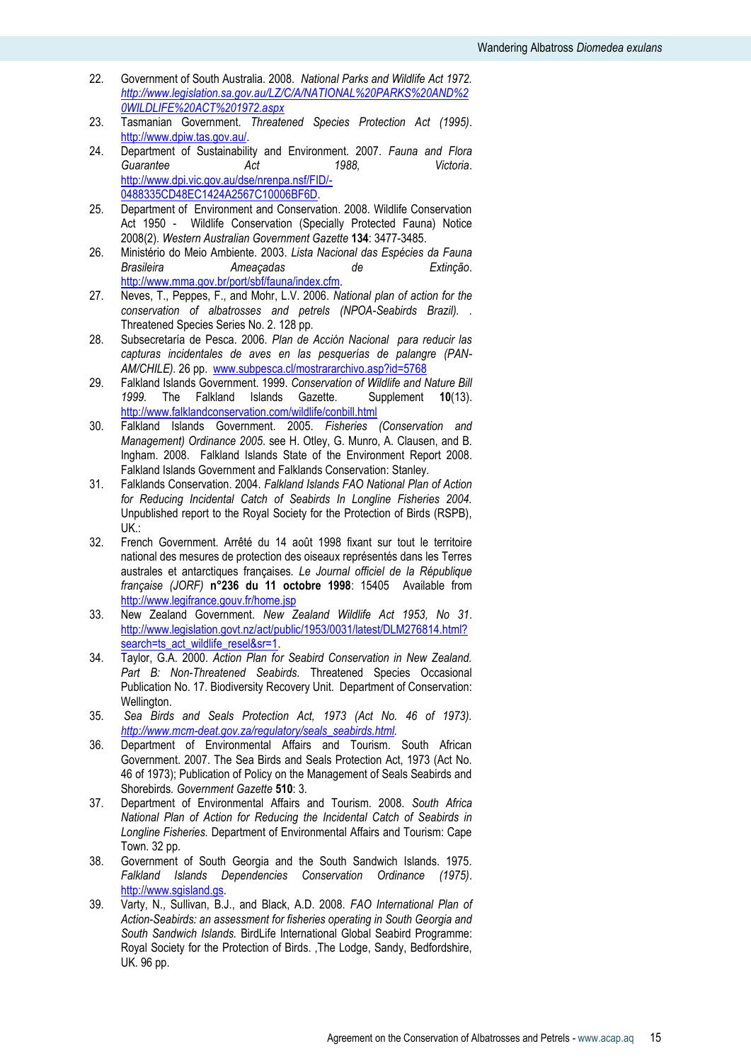22. Government of South Australia. 2008. *National Parks and Wildlife Act 1972.* *http://www.legislation.sa.gov.au/LZ/C/A/NATIONAL%20PARKS%20AND%20WILDLIFE%20ACT%201972.aspx*
23. Tasmanian Government. *Threatened Species Protection Act (1995)*. http://www.dpiw.tas.gov.au/.
24. Department of Sustainability and Environment. 2007. *Fauna and Flora Guarantee Act 1988,* Victoria. http://www.dpi.vic.gov.au/dse/nrenpa.nsf/FID/-0488335CD48EC1424A2567C10006BF6D.
25. Department of Environment and Conservation. 2008. Wildlife Conservation Act 1950 - Wildlife Conservation (Specially Protected Fauna) Notice 2008(2). *Western Australian Government Gazette* **134**: 3477-3485.
26. Ministério do Meio Ambiente. 2003. *Lista Nacional das Espécies da Fauna Brasileira Ameaçadas de Extinção*. http://www.mma.gov.br/port/sbf/fauna/index.cfm.
27. Neves, T., Peppes, F., and Mohr, L.V. 2006. *National plan of action for the conservation of albatrosses and petrels (NPOA-Seabirds Brazil).* . Threatened Species Series No. 2. 128 pp.
28. Subsecretaría de Pesca. 2006. *Plan de Acción Nacional para reducir las capturas incidentales de aves en las pesquerías de palangre (PAN-AM/CHILE).* 26 pp. www.subpesca.cl/mostrararchivo.asp?id=5768
29. Falkland Islands Government. 1999. *Conservation of Wildlife and Nature Bill 1999.* The Falkland Islands Gazette. Supplement **10**(13). http://www.falklandconservation.com/wildlife/conbill.html
30. Falkland Islands Government. 2005. *Fisheries (Conservation and Management) Ordinance 2005.* see H. Otley, G. Munro, A. Clausen, and B. Ingham. 2008. Falkland Islands State of the Environment Report 2008. Falkland Islands Government and Falklands Conservation: Stanley.
31. Falklands Conservation. 2004. *Falkland Islands FAO National Plan of Action for Reducing Incidental Catch of Seabirds In Longline Fisheries 2004.* Unpublished report to the Royal Society for the Protection of Birds (RSPB), UK.:
32. French Government. Arrêté du 14 août 1998 fixant sur tout le territoire national des mesures de protection des oiseaux représentés dans les Terres australes et antarctiques françaises. *Le Journal officiel de la République française (JORF)* **n°236 du 11 octobre 1998**: 15405 Available from http://www.legifrance.gouv.fr/home.jsp
33. New Zealand Government. *New Zealand Wildlife Act 1953, No 31*. http://www.legislation.govt.nz/act/public/1953/0031/latest/DLM276814.html?search=ts_act_wildlife_resel&sr=1.
34. Taylor, G.A. 2000. *Action Plan for Seabird Conservation in New Zealand. Part B: Non-Threatened Seabirds.* Threatened Species Occasional Publication No. 17. Biodiversity Recovery Unit. Department of Conservation: Wellington.
35. *Sea Birds and Seals Protection Act, 1973 (Act No. 46 of 1973). http://www.mcm-deat.gov.za/regulatory/seals_seabirds.html.*
36. Department of Environmental Affairs and Tourism. South African Government. 2007. The Sea Birds and Seals Protection Act, 1973 (Act No. 46 of 1973); Publication of Policy on the Management of Seals Seabirds and Shorebirds. *Government Gazette* **510**: 3.
37. Department of Environmental Affairs and Tourism. 2008. *South Africa National Plan of Action for Reducing the Incidental Catch of Seabirds in Longline Fisheries.* Department of Environmental Affairs and Tourism: Cape Town. 32 pp.
38. Government of South Georgia and the South Sandwich Islands. 1975. *Falkland Islands Dependencies Conservation Ordinance (1975)*. http://www.sgisland.gs.
39. Varty, N., Sullivan, B.J., and Black, A.D. 2008. *FAO International Plan of Action-Seabirds: an assessment for fisheries operating in South Georgia and South Sandwich Islands.* BirdLife International Global Seabird Programme: Royal Society for the Protection of Birds. ,The Lodge, Sandy, Bedfordshire, UK. 96 pp.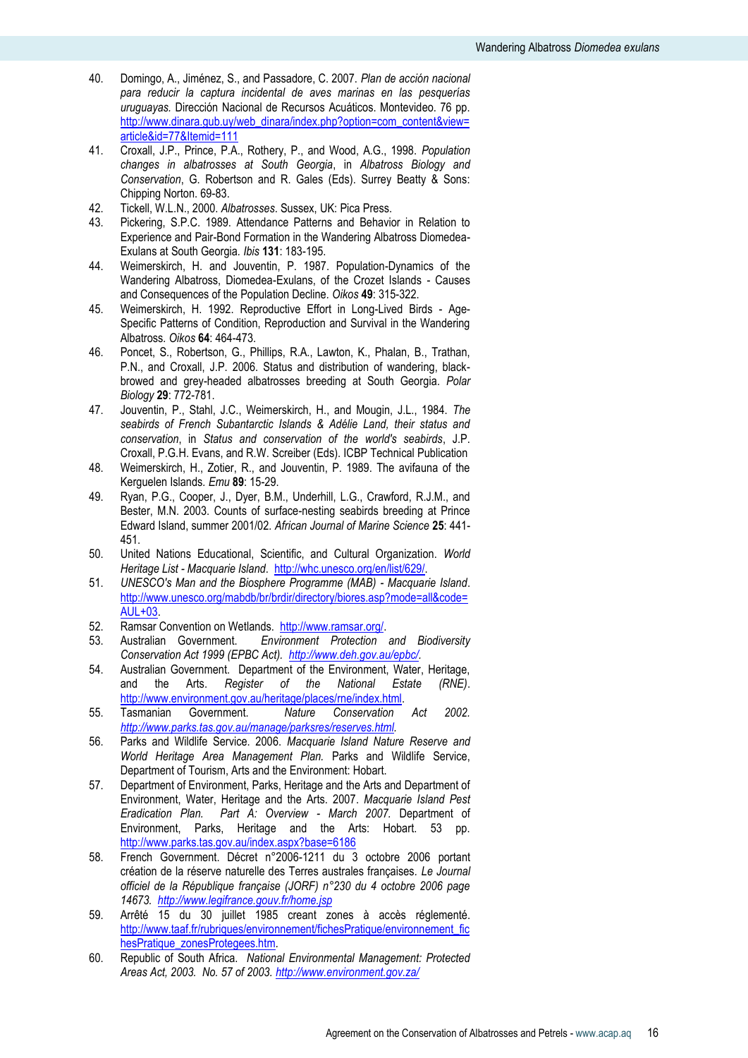40. Domingo, A., Jiménez, S., and Passadore, C. 2007. *Plan de acción nacional para reducir la captura incidental de aves marinas en las pesquerías uruguayas.* Dirección Nacional de Recursos Acuáticos. Montevideo. 76 pp. http://www.dinara.gub.uy/web_dinara/index.php?option=com_content&view=article&id=77&Itemid=111
41. Croxall, J.P., Prince, P.A., Rothery, P., and Wood, A.G., 1998. *Population changes in albatrosses at South Georgia*, in *Albatross Biology and Conservation*, G. Robertson and R. Gales (Eds). Surrey Beatty & Sons: Chipping Norton. 69-83.
42. Tickell, W.L.N., 2000. *Albatrosses*. Sussex, UK: Pica Press.
43. Pickering, S.P.C. 1989. Attendance Patterns and Behavior in Relation to Experience and Pair-Bond Formation in the Wandering Albatross Diomedea-Exulans at South Georgia. *Ibis* **131**: 183-195.
44. Weimerskirch, H. and Jouventin, P. 1987. Population-Dynamics of the Wandering Albatross, Diomedea-Exulans, of the Crozet Islands - Causes and Consequences of the Population Decline. *Oikos* **49**: 315-322.
45. Weimerskirch, H. 1992. Reproductive Effort in Long-Lived Birds - Age-Specific Patterns of Condition, Reproduction and Survival in the Wandering Albatross. *Oikos* **64**: 464-473.
46. Poncet, S., Robertson, G., Phillips, R.A., Lawton, K., Phalan, B., Trathan, P.N., and Croxall, J.P. 2006. Status and distribution of wandering, black-browed and grey-headed albatrosses breeding at South Georgia. *Polar Biology* **29**: 772-781.
47. Jouventin, P., Stahl, J.C., Weimerskirch, H., and Mougin, J.L., 1984. *The seabirds of French Subantarctic Islands & Adélie Land, their status and conservation*, in *Status and conservation of the world's seabirds*, J.P. Croxall, P.G.H. Evans, and R.W. Screiber (Eds). ICBP Technical Publication
48. Weimerskirch, H., Zotier, R., and Jouventin, P. 1989. The avifauna of the Kerguelen Islands. *Emu* **89**: 15-29.
49. Ryan, P.G., Cooper, J., Dyer, B.M., Underhill, L.G., Crawford, R.J.M., and Bester, M.N. 2003. Counts of surface-nesting seabirds breeding at Prince Edward Island, summer 2001/02. *African Journal of Marine Science* **25**: 441-451.
50. United Nations Educational, Scientific, and Cultural Organization. *World Heritage List - Macquarie Island*. http://whc.unesco.org/en/list/629/.
51. *UNESCO's Man and the Biosphere Programme (MAB) - Macquarie Island*. http://www.unesco.org/mabdb/br/brdir/directory/biores.asp?mode=all&code=AUL+03.
52. Ramsar Convention on Wetlands. http://www.ramsar.org/.
53. Australian Government. *Environment Protection and Biodiversity Conservation Act 1999 (EPBC Act).* *http://www.deh.gov.au/epbc/.*
54. Australian Government. Department of the Environment, Water, Heritage, and the Arts. *Register of the National Estate (RNE)*. http://www.environment.gov.au/heritage/places/rne/index.html.
55. Tasmanian Government. *Nature Conservation Act 2002. http://www.parks.tas.gov.au/manage/parksres/reserves.html.*
56. Parks and Wildlife Service. 2006. *Macquarie Island Nature Reserve and World Heritage Area Management Plan.* Parks and Wildlife Service, Department of Tourism, Arts and the Environment: Hobart.
57. Department of Environment, Parks, Heritage and the Arts and Department of Environment, Water, Heritage and the Arts. 2007. *Macquarie Island Pest Eradication Plan. Part A: Overview - March 2007.* Department of Environment, Parks, Heritage and the Arts: Hobart. 53 pp. http://www.parks.tas.gov.au/index.aspx?base=6186
58. French Government. Décret n°2006-1211 du 3 octobre 2006 portant création de la réserve naturelle des Terres australes françaises. *Le Journal officiel de la République française (JORF) n°230 du 4 octobre 2006 page 14673. http://www.legifrance.gouv.fr/home.jsp*
59. Arrêté 15 du 30 juillet 1985 creant zones à accès réglementé. http://www.taaf.fr/rubriques/environnement/fichesPratique/environnement_fichesPratique_zonesProtegees.htm.
60. Republic of South Africa. *National Environmental Management: Protected Areas Act, 2003. No. 57 of 2003. http://www.environment.gov.za/*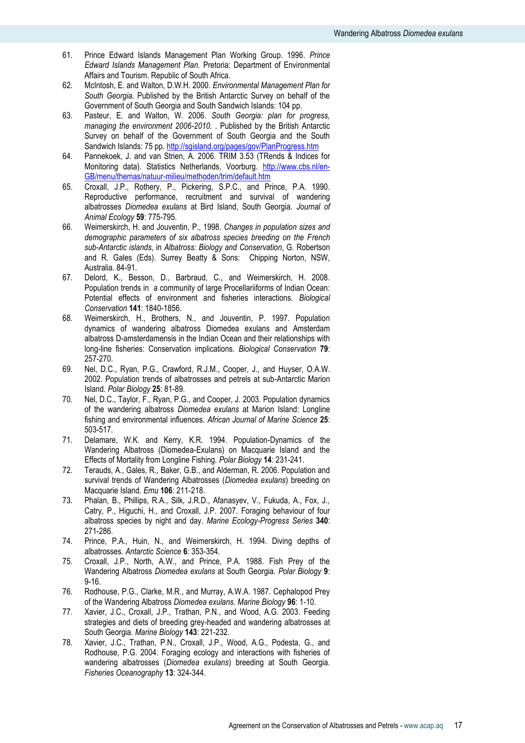61. Prince Edward Islands Management Plan Working Group. 1996. *Prince Edward Islands Management Plan.* Pretoria: Department of Environmental Affairs and Tourism. Republic of South Africa.
62. McIntosh, E. and Walton, D.W.H. 2000. *Environmental Management Plan for South Georgia.* Published by the British Antarctic Survey on behalf of the Government of South Georgia and South Sandwich Islands: 104 pp.
63. Pasteur, E. and Walton, W. 2006. *South Georgia: plan for progress, managing the environment 2006-2010.* . Published by the British Antarctic Survey on behalf of the Government of South Georgia and the South Sandwich Islands: 75 pp. http://sgisland.org/pages/gov/PlanProgress.htm
64. Pannekoek, J. and van Strien, A. 2006. TRIM 3.53 (TRends & Indices for Monitoring data). Statistics Netherlands, Voorburg. http://www.cbs.nl/en-GB/menu/themas/natuur-milieu/methoden/trim/default.htm
65. Croxall, J.P., Rothery, P., Pickering, S.P.C., and Prince, P.A. 1990. Reproductive performance, recruitment and survival of wandering albatrosses *Diomedea exulans* at Bird Island, South Georgia. *Journal of Animal Ecology* **59**: 775-795.
66. Weimerskirch, H. and Jouventin, P., 1998. *Changes in population sizes and demographic parameters of six albatross species breeding on the French sub-Antarctic islands*, in *Albatross: Biology and Conservation*, G. Robertson and R. Gales (Eds). Surrey Beatty & Sons: Chipping Norton, NSW, Australia. 84-91.
67. Delord, K., Besson, D., Barbraud, C., and Weimerskirch, H. 2008. Population trends in a community of large Procellariiforms of Indian Ocean: Potential effects of environment and fisheries interactions. *Biological Conservation* **141**: 1840-1856.
68. Weimerskirch, H., Brothers, N., and Jouventin, P. 1997. Population dynamics of wandering albatross Diomedea exulans and Amsterdam albatross D-amsterdamensis in the Indian Ocean and their relationships with long-line fisheries: Conservation implications. *Biological Conservation* **79**: 257-270.
69. Nel, D.C., Ryan, P.G., Crawford, R.J.M., Cooper, J., and Huyser, O.A.W. 2002. Population trends of albatrosses and petrels at sub-Antarctic Marion Island. *Polar Biology* **25**: 81-89.
70. Nel, D.C., Taylor, F., Ryan, P.G., and Cooper, J. 2003. Population dynamics of the wandering albatross *Diomedea exulans* at Marion Island: Longline fishing and environmental influences. *African Journal of Marine Science* **25**: 503-517.
71. Delamare, W.K. and Kerry, K.R. 1994. Population-Dynamics of the Wandering Albatross (Diomedea-Exulans) on Macquarie Island and the Effects of Mortality from Longline Fishing. *Polar Biology* **14**: 231-241.
72. Terauds, A., Gales, R., Baker, G.B., and Alderman, R. 2006. Population and survival trends of Wandering Albatrosses (*Diomedea exulans*) breeding on Macquarie Island. *Emu* **106**: 211-218.
73. Phalan, B., Phillips, R.A., Silk, J.R.D., Afanasyev, V., Fukuda, A., Fox, J., Catry, P., Higuchi, H., and Croxall, J.P. 2007. Foraging behaviour of four albatross species by night and day. *Marine Ecology-Progress Series* **340**: 271-286.
74. Prince, P.A., Huin, N., and Weimerskirch, H. 1994. Diving depths of albatrosses. *Antarctic Science* **6**: 353-354.
75. Croxall, J.P., North, A.W., and Prince, P.A. 1988. Fish Prey of the Wandering Albatross *Diomedea exulans* at South Georgia. *Polar Biology* **9**: 9-16.
76. Rodhouse, P.G., Clarke, M.R., and Murray, A.W.A. 1987. Cephalopod Prey of the Wandering Albatross *Diomedea exulans*. *Marine Biology* **96**: 1-10.
77. Xavier, J.C., Croxall, J.P., Trathan, P.N., and Wood, A.G. 2003. Feeding strategies and diets of breeding grey-headed and wandering albatrosses at South Georgia. *Marine Biology* **143**: 221-232.
78. Xavier, J.C., Trathan, P.N., Croxall, J.P., Wood, A.G., Podesta, G., and Rodhouse, P.G. 2004. Foraging ecology and interactions with fisheries of wandering albatrosses (*Diomedea exulans*) breeding at South Georgia. *Fisheries Oceanography* **13**: 324-344.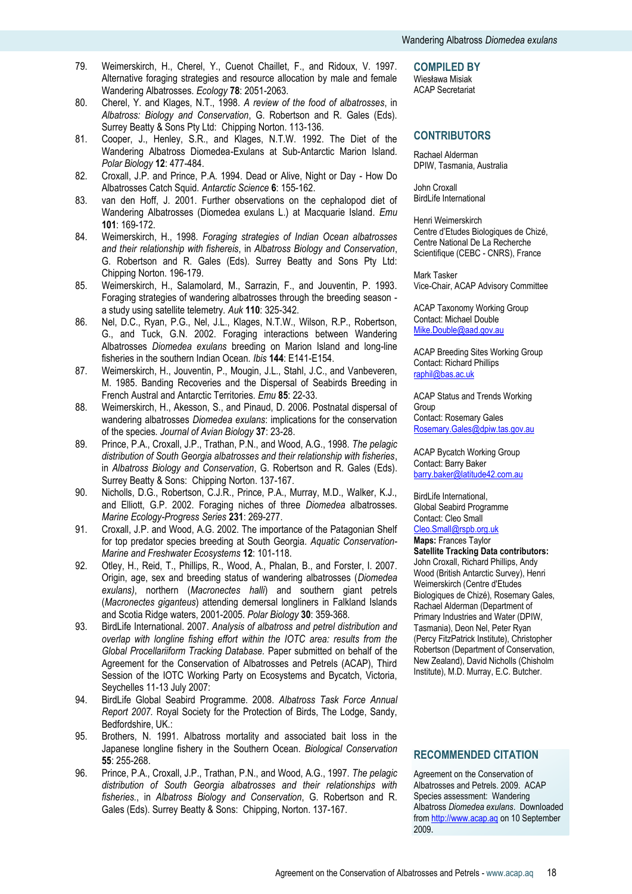79. Weimerskirch, H., Cherel, Y., Cuenot Chaillet, F., and Ridoux, V. 1997. Alternative foraging strategies and resource allocation by male and female Wandering Albatrosses. *Ecology* **78**: 2051-2063.
80. Cherel, Y. and Klages, N.T., 1998. *A review of the food of albatrosses*, in *Albatross: Biology and Conservation*, G. Robertson and R. Gales (Eds). Surrey Beatty & Sons Pty Ltd: Chipping Norton. 113-136.
81. Cooper, J., Henley, S.R., and Klages, N.T.W. 1992. The Diet of the Wandering Albatross Diomedea-Exulans at Sub-Antarctic Marion Island. *Polar Biology* **12**: 477-484.
82. Croxall, J.P. and Prince, P.A. 1994. Dead or Alive, Night or Day - How Do Albatrosses Catch Squid. *Antarctic Science* **6**: 155-162.
83. van den Hoff, J. 2001. Further observations on the cephalopod diet of Wandering Albatrosses (Diomedea exulans L.) at Macquarie Island. *Emu* **101**: 169-172.
84. Weimerskirch, H., 1998. *Foraging strategies of Indian Ocean albatrosses and their relationship with fisheries*, in *Albatross Biology and Conservation*, G. Robertson and R. Gales (Eds). Surrey Beatty and Sons Pty Ltd: Chipping Norton. 196-179.
85. Weimerskirch, H., Salamolard, M., Sarrazin, F., and Jouventin, P. 1993. Foraging strategies of wandering albatrosses through the breeding season - a study using satellite telemetry. *Auk* **110**: 325-342.
86. Nel, D.C., Ryan, P.G., Nel, J.L., Klages, N.T.W., Wilson, R.P., Robertson, G., and Tuck, G.N. 2002. Foraging interactions between Wandering Albatrosses *Diomedea exulans* breeding on Marion Island and long-line fisheries in the southern Indian Ocean. *Ibis* **144**: E141-E154.
87. Weimerskirch, H., Jouventin, P., Mougin, J.L., Stahl, J.C., and Vanbeveren, M. 1985. Banding Recoveries and the Dispersal of Seabirds Breeding in French Austral and Antarctic Territories. *Emu* **85**: 22-33.
88. Weimerskirch, H., Akesson, S., and Pinaud, D. 2006. Postnatal dispersal of wandering albatrosses *Diomedea exulans*: implications for the conservation of the species. *Journal of Avian Biology* **37**: 23-28.
89. Prince, P.A., Croxall, J.P., Trathan, P.N., and Wood, A.G., 1998. *The pelagic distribution of South Georgia albatrosses and their relationship with fisheries*, in *Albatross Biology and Conservation*, G. Robertson and R. Gales (Eds). Surrey Beatty & Sons: Chipping Norton. 137-167.
90. Nicholls, D.G., Robertson, C.J.R., Prince, P.A., Murray, M.D., Walker, K.J., and Elliott, G.P. 2002. Foraging niches of three *Diomedea* albatrosses. *Marine Ecology-Progress Series* **231**: 269-277.
91. Croxall, J.P. and Wood, A.G. 2002. The importance of the Patagonian Shelf for top predator species breeding at South Georgia. *Aquatic Conservation-Marine and Freshwater Ecosystems* **12**: 101-118.
92. Otley, H., Reid, T., Phillips, R., Wood, A., Phalan, B., and Forster, I. 2007. Origin, age, sex and breeding status of wandering albatrosses (*Diomedea exulans)*, northern (*Macronectes halli*) and southern giant petrels (*Macronectes giganteus*) attending demersal longliners in Falkland Islands and Scotia Ridge waters, 2001-2005. *Polar Biology* **30**: 359-368.
93. BirdLife International. 2007. *Analysis of albatross and petrel distribution and overlap with longline fishing effort within the IOTC area: results from the Global Procellariiform Tracking Database.* Paper submitted on behalf of the Agreement for the Conservation of Albatrosses and Petrels (ACAP), Third Session of the IOTC Working Party on Ecosystems and Bycatch, Victoria, Seychelles 11-13 July 2007:
94. BirdLife Global Seabird Programme. 2008. *Albatross Task Force Annual Report 2007.* Royal Society for the Protection of Birds, The Lodge, Sandy, Bedfordshire, UK.:
95. Brothers, N. 1991. Albatross mortality and associated bait loss in the Japanese longline fishery in the Southern Ocean. *Biological Conservation* **55**: 255-268.
96. Prince, P.A., Croxall, J.P., Trathan, P.N., and Wood, A.G., 1997. *The pelagic distribution of South Georgia albatrosses and their relationships with fisheries.*, in *Albatross Biology and Conservation*, G. Robertson and R. Gales (Eds). Surrey Beatty & Sons: Chipping, Norton. 137-167.

## COMPILED BY

Wiesława Misiak
ACAP Secretariat

## CONTRIBUTORS

Rachael Alderman
DPIW, Tasmania, Australia

John Croxall
BirdLife International

Henri Weimerskirch
Centre d'Etudes Biologiques de Chizé, Centre National De La Recherche Scientifique (CEBC - CNRS), France

Mark Tasker
Vice-Chair, ACAP Advisory Committee

ACAP Taxonomy Working Group
Contact: Michael Double
Mike.Double@aad.gov.au

ACAP Breeding Sites Working Group
Contact: Richard Phillips
raphil@bas.ac.uk

ACAP Status and Trends Working Group
Contact: Rosemary Gales
Rosemary.Gales@dpiw.tas.gov.au

ACAP Bycatch Working Group
Contact: Barry Baker
barry.baker@latitude42.com.au

BirdLife International,
Global Seabird Programme
Contact: Cleo Small
Cleo.Small@rspb.org.uk

**Maps:** Frances Taylor

**Satellite Tracking Data contributors:** John Croxall, Richard Phillips, Andy Wood (British Antarctic Survey), Henri Weimerskirch (Centre d'Etudes Biologiques de Chizé), Rosemary Gales, Rachael Alderman (Department of Primary Industries and Water (DPIW, Tasmania), Deon Nel, Peter Ryan (Percy FitzPatrick Institute), Christopher Robertson (Department of Conservation, New Zealand), David Nicholls (Chisholm Institute), M.D. Murray, E.C. Butcher.

## RECOMMENDED CITATION

Agreement on the Conservation of Albatrosses and Petrels. 2009. ACAP Species assessment: Wandering Albatross *Diomedea exulans*. Downloaded from http://www.acap.aq on 10 September 2009.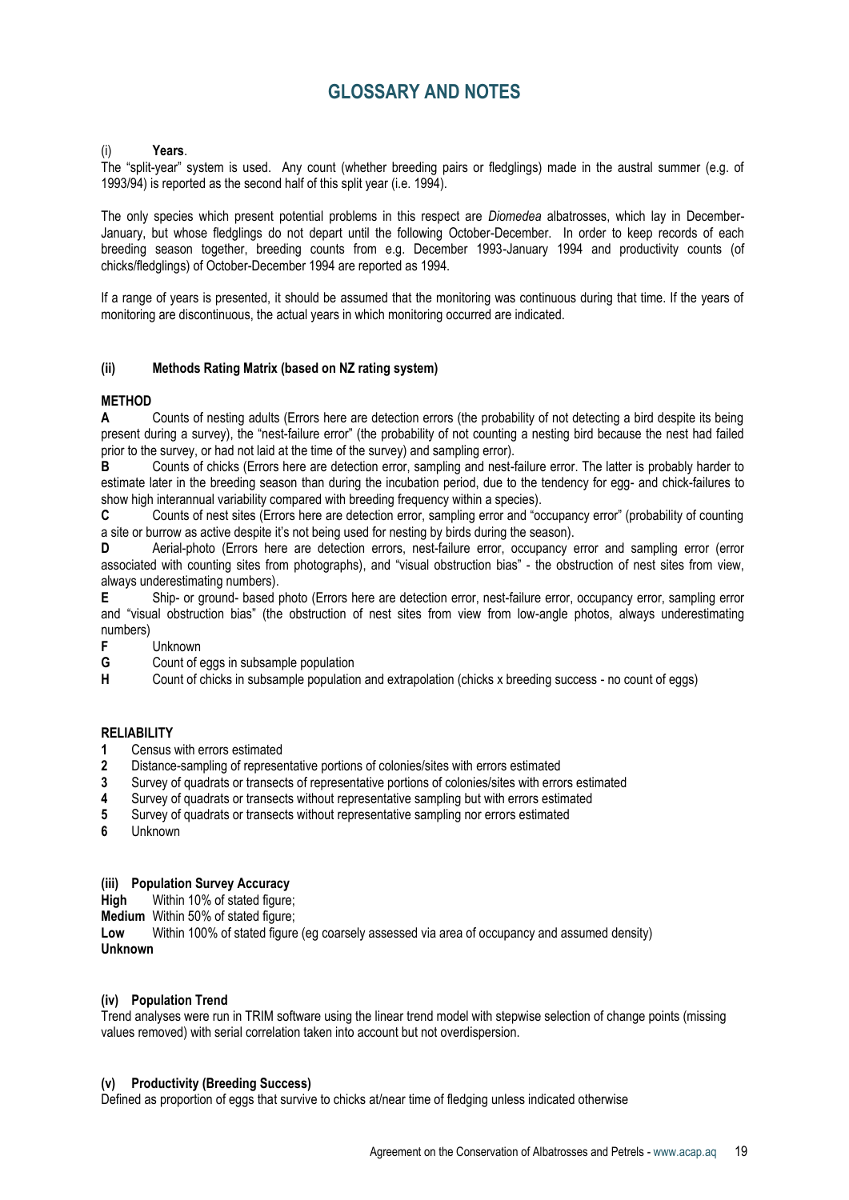# GLOSSARY AND NOTES

(i) **Years**.

The "split-year" system is used. Any count (whether breeding pairs or fledglings) made in the austral summer (e.g. of 1993/94) is reported as the second half of this split year (i.e. 1994).

The only species which present potential problems in this respect are *Diomedea* albatrosses, which lay in December-January, but whose fledglings do not depart until the following October-December. In order to keep records of each breeding season together, breeding counts from e.g. December 1993-January 1994 and productivity counts (of chicks/fledglings) of October-December 1994 are reported as 1994.

If a range of years is presented, it should be assumed that the monitoring was continuous during that time. If the years of monitoring are discontinuous, the actual years in which monitoring occurred are indicated.

**(ii) Methods Rating Matrix (based on NZ rating system)**

**METHOD**

**A** Counts of nesting adults (Errors here are detection errors (the probability of not detecting a bird despite its being present during a survey), the "nest-failure error" (the probability of not counting a nesting bird because the nest had failed prior to the survey, or had not laid at the time of the survey) and sampling error).

**B** Counts of chicks (Errors here are detection error, sampling and nest-failure error. The latter is probably harder to estimate later in the breeding season than during the incubation period, due to the tendency for egg- and chick-failures to show high interannual variability compared with breeding frequency within a species).

**C** Counts of nest sites (Errors here are detection error, sampling error and "occupancy error" (probability of counting a site or burrow as active despite it's not being used for nesting by birds during the season).

**D** Aerial-photo (Errors here are detection errors, nest-failure error, occupancy error and sampling error (error associated with counting sites from photographs), and "visual obstruction bias" - the obstruction of nest sites from view, always underestimating numbers).

**E** Ship- or ground- based photo (Errors here are detection error, nest-failure error, occupancy error, sampling error and "visual obstruction bias" (the obstruction of nest sites from view from low-angle photos, always underestimating numbers)

**F** Unknown

**G** Count of eggs in subsample population

**H** Count of chicks in subsample population and extrapolation (chicks x breeding success - no count of eggs)

**RELIABILITY**

**1** Census with errors estimated

**2** Distance-sampling of representative portions of colonies/sites with errors estimated

**3** Survey of quadrats or transects of representative portions of colonies/sites with errors estimated

**4** Survey of quadrats or transects without representative sampling but with errors estimated

**5** Survey of quadrats or transects without representative sampling nor errors estimated

**6** Unknown

**(iii) Population Survey Accuracy**

**High** Within 10% of stated figure;

**Medium** Within 50% of stated figure;

**Low** Within 100% of stated figure (eg coarsely assessed via area of occupancy and assumed density)

**Unknown**

**(iv) Population Trend**

Trend analyses were run in TRIM software using the linear trend model with stepwise selection of change points (missing values removed) with serial correlation taken into account but not overdispersion.

**(v) Productivity (Breeding Success)**

Defined as proportion of eggs that survive to chicks at/near time of fledging unless indicated otherwise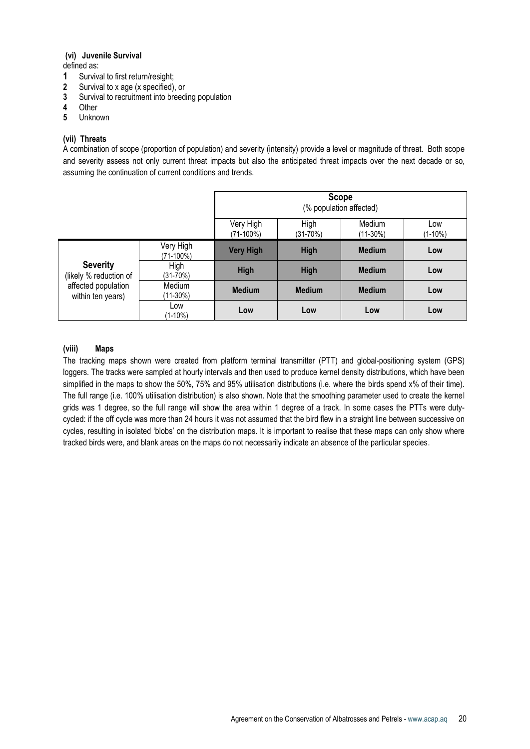### (vi) Juvenile Survival

defined as:

**1** Survival to first return/resight;
**2** Survival to x age (x specified), or
**3** Survival to recruitment into breeding population
**4** Other
**5** Unknown

### (vii) Threats

A combination of scope (proportion of population) and severity (intensity) provide a level or magnitude of threat. Both scope and severity assess not only current threat impacts but also the anticipated threat impacts over the next decade or so, assuming the continuation of current conditions and trends.

| | | **Scope** (% population affected) | | | |
|---|---|---|---|---|---|
| | | Very High (71-100%) | High (31-70%) | Medium (11-30%) | Low (1-10%) |
| **Severity** (likely % reduction of affected population within ten years) | Very High (71-100%) | **Very High** | **High** | **Medium** | **Low** |
| | High (31-70%) | **High** | **High** | **Medium** | **Low** |
| | Medium (11-30%) | **Medium** | **Medium** | **Medium** | **Low** |
| | Low (1-10%) | **Low** | **Low** | **Low** | **Low** |

### (viii) Maps

The tracking maps shown were created from platform terminal transmitter (PTT) and global-positioning system (GPS) loggers. The tracks were sampled at hourly intervals and then used to produce kernel density distributions, which have been simplified in the maps to show the 50%, 75% and 95% utilisation distributions (i.e. where the birds spend x% of their time). The full range (i.e. 100% utilisation distribution) is also shown. Note that the smoothing parameter used to create the kernel grids was 1 degree, so the full range will show the area within 1 degree of a track. In some cases the PTTs were duty-cycled: if the off cycle was more than 24 hours it was not assumed that the bird flew in a straight line between successive on cycles, resulting in isolated 'blobs' on the distribution maps. It is important to realise that these maps can only show where tracked birds were, and blank areas on the maps do not necessarily indicate an absence of the particular species.